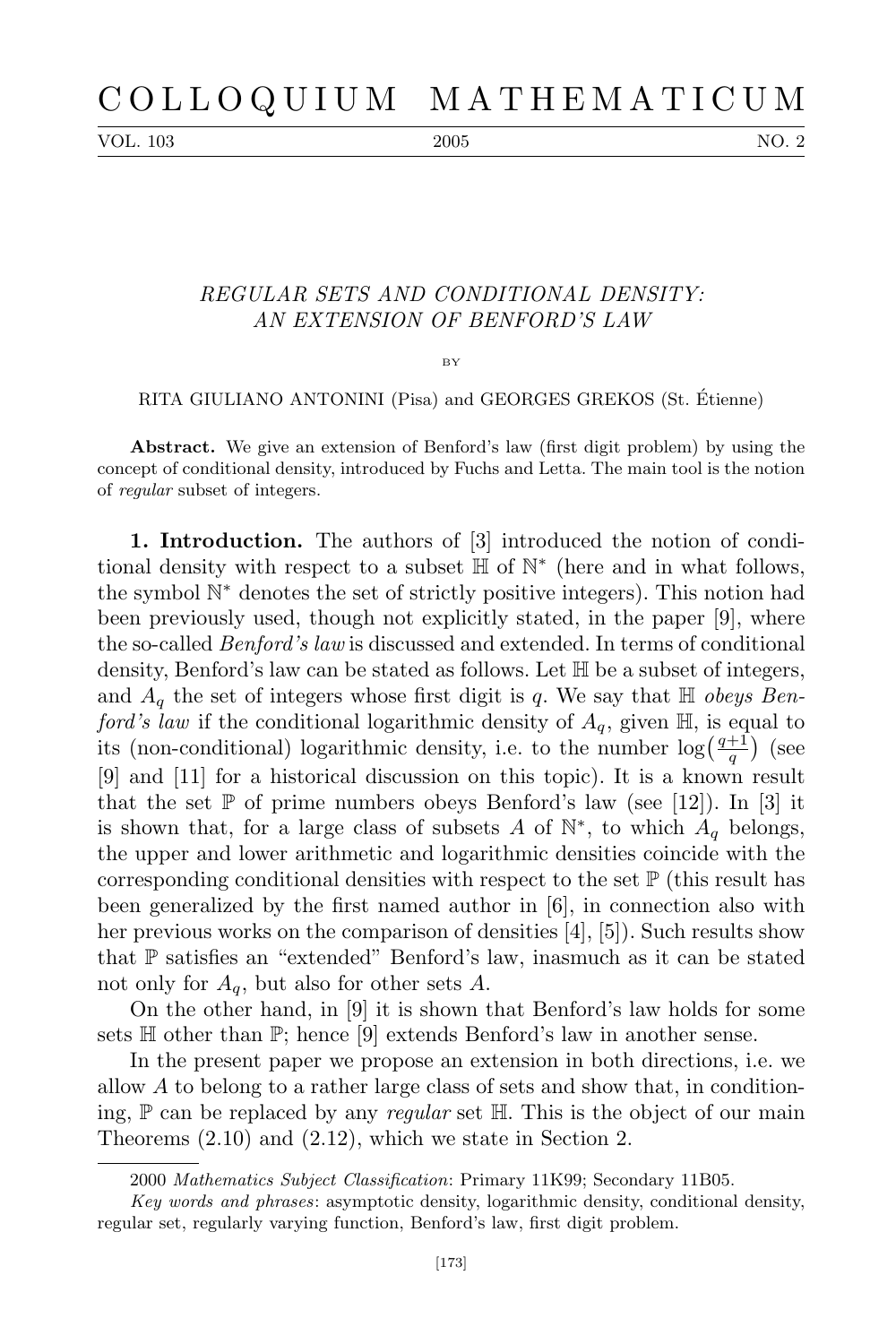# REGULAR SETS AND CONDITIONAL DENSITY: AN EXTENSION OF BENFORD'S LAW

BY

RITA GIULIANO ANTONINI (Pisa) and GEORGES GREKOS (St. Étienne)

**Abstract.** We give an extension of Benford's law (first digit problem) by using the concept of conditional density, introduced by Fuchs and Letta. The main tool is the notion of *regular* subset of integers.

**1. Introduction.** The authors of [3] introduced the notion of conditional density with respect to a subset $\mathbb{H}$ of $\mathbb{N}^*$ (here and in what follows, the symbol $\mathbb{N}^*$ denotes the set of strictly positive integers). This notion had been previously used, though not explicitly stated, in the paper [9], where the so-called *Benford's law* is discussed and extended. In terms of conditional density, Benford's law can be stated as follows. Let $\mathbb{H}$ be a subset of integers, and $A_q$ the set of integers whose first digit is $q$. We say that $\mathbb{H}$ *obeys Benford's law* if the conditional logarithmic density of $A_q$, given $\mathbb{H}$, is equal to its (non-conditional) logarithmic density, i.e. to the number $\log\left(\frac{q+1}{q}\right)$ (see [9] and [11] for a historical discussion on this topic). It is a known result that the set $\mathbb{P}$ of prime numbers obeys Benford's law (see [12]). In [3] it is shown that, for a large class of subsets $A$ of $\mathbb{N}^*$, to which $A_q$ belongs, the upper and lower arithmetic and logarithmic densities coincide with the corresponding conditional densities with respect to the set $\mathbb{P}$ (this result has been generalized by the first named author in [6], in connection also with her previous works on the comparison of densities [4], [5]). Such results show that $\mathbb{P}$ satisfies an "extended" Benford's law, inasmuch as it can be stated not only for $A_q$, but also for other sets $A$.

On the other hand, in [9] it is shown that Benford's law holds for some sets $\mathbb{H}$ other than $\mathbb{P}$; hence [9] extends Benford's law in another sense.

In the present paper we propose an extension in both directions, i.e. we allow $A$ to belong to a rather large class of sets and show that, in conditioning, $\mathbb{P}$ can be replaced by any *regular* set $\mathbb{H}$. This is the object of our main Theorems (2.10) and (2.12), which we state in Section 2.

2000 *Mathematics Subject Classification*: Primary 11K99; Secondary 11B05.

*Key words and phrases*: asymptotic density, logarithmic density, conditional density, regular set, regularly varying function, Benford's law, first digit problem.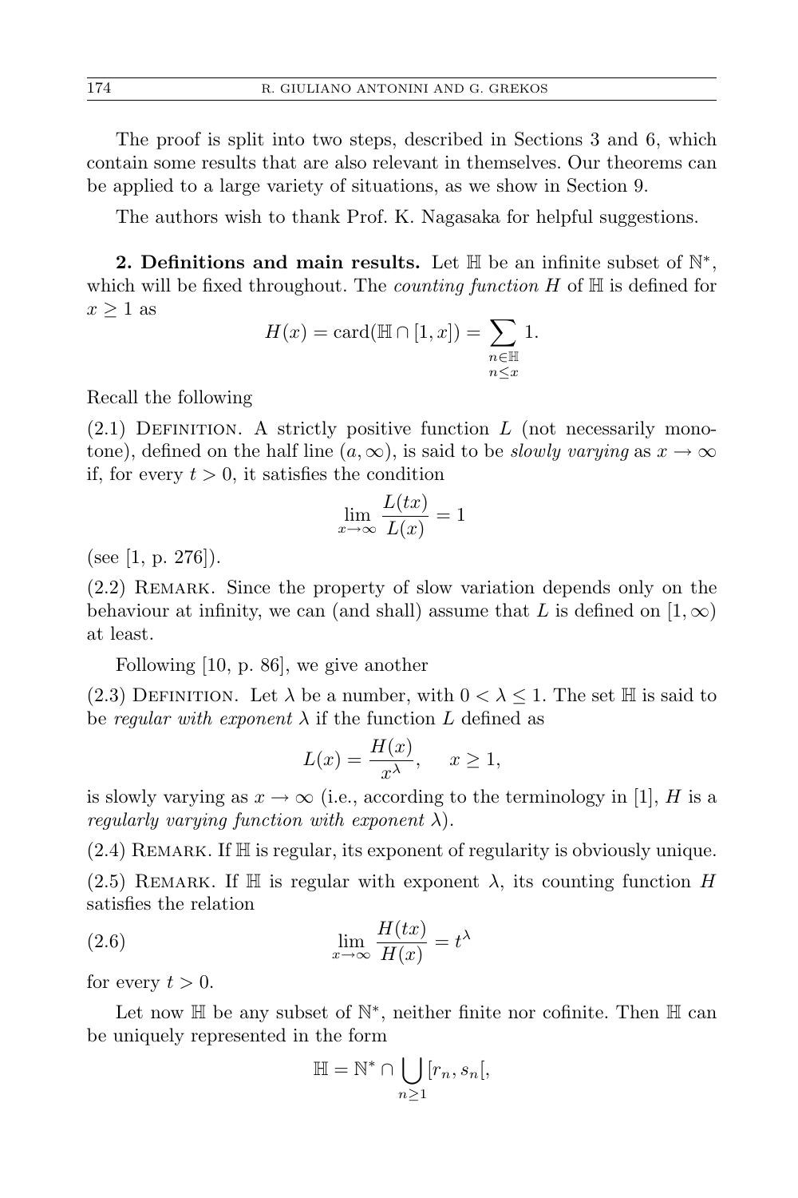The proof is split into two steps, described in Sections 3 and 6, which contain some results that are also relevant in themselves. Our theorems can be applied to a large variety of situations, as we show in Section 9.

The authors wish to thank Prof. K. Nagasaka for helpful suggestions.

**2. Definitions and main results.** Let $\mathbb{H}$ be an infinite subset of $\mathbb{N}^*$, which will be fixed throughout. The *counting function* $H$ of $\mathbb{H}$ is defined for $x \geq 1$ as

$$H(x) = \operatorname{card}(\mathbb{H} \cap [1, x]) = \sum_{\substack{n \in \mathbb{H} \\ n \leq x}} 1.$$

Recall the following

(2.1) Definition. A strictly positive function $L$ (not necessarily monotone), defined on the half line $(a, \infty)$, is said to be *slowly varying* as $x \to \infty$ if, for every $t > 0$, it satisfies the condition

$$\lim_{x \to \infty} \frac{L(tx)}{L(x)} = 1$$

(see [1, p. 276]).

(2.2) Remark. Since the property of slow variation depends only on the behaviour at infinity, we can (and shall) assume that $L$ is defined on $[1, \infty)$ at least.

Following [10, p. 86], we give another

(2.3) Definition. Let $\lambda$ be a number, with $0 < \lambda \leq 1$. The set $\mathbb{H}$ is said to be *regular with exponent* $\lambda$ if the function $L$ defined as

$$L(x) = \frac{H(x)}{x^\lambda}, \quad x \geq 1,$$

is slowly varying as $x \to \infty$ (i.e., according to the terminology in [1], $H$ is a *regularly varying function with exponent* $\lambda$).

(2.4) Remark. If $\mathbb{H}$ is regular, its exponent of regularity is obviously unique.

(2.5) Remark. If $\mathbb{H}$ is regular with exponent $\lambda$, its counting function $H$ satisfies the relation

$$\lim_{x \to \infty} \frac{H(tx)}{H(x)} = t^\lambda \tag{2.6}$$

for every $t > 0$.

Let now $\mathbb{H}$ be any subset of $\mathbb{N}^*$, neither finite nor cofinite. Then $\mathbb{H}$ can be uniquely represented in the form

$$\mathbb{H} = \mathbb{N}^* \cap \bigcup_{n \geq 1} [r_n, s_n[,$$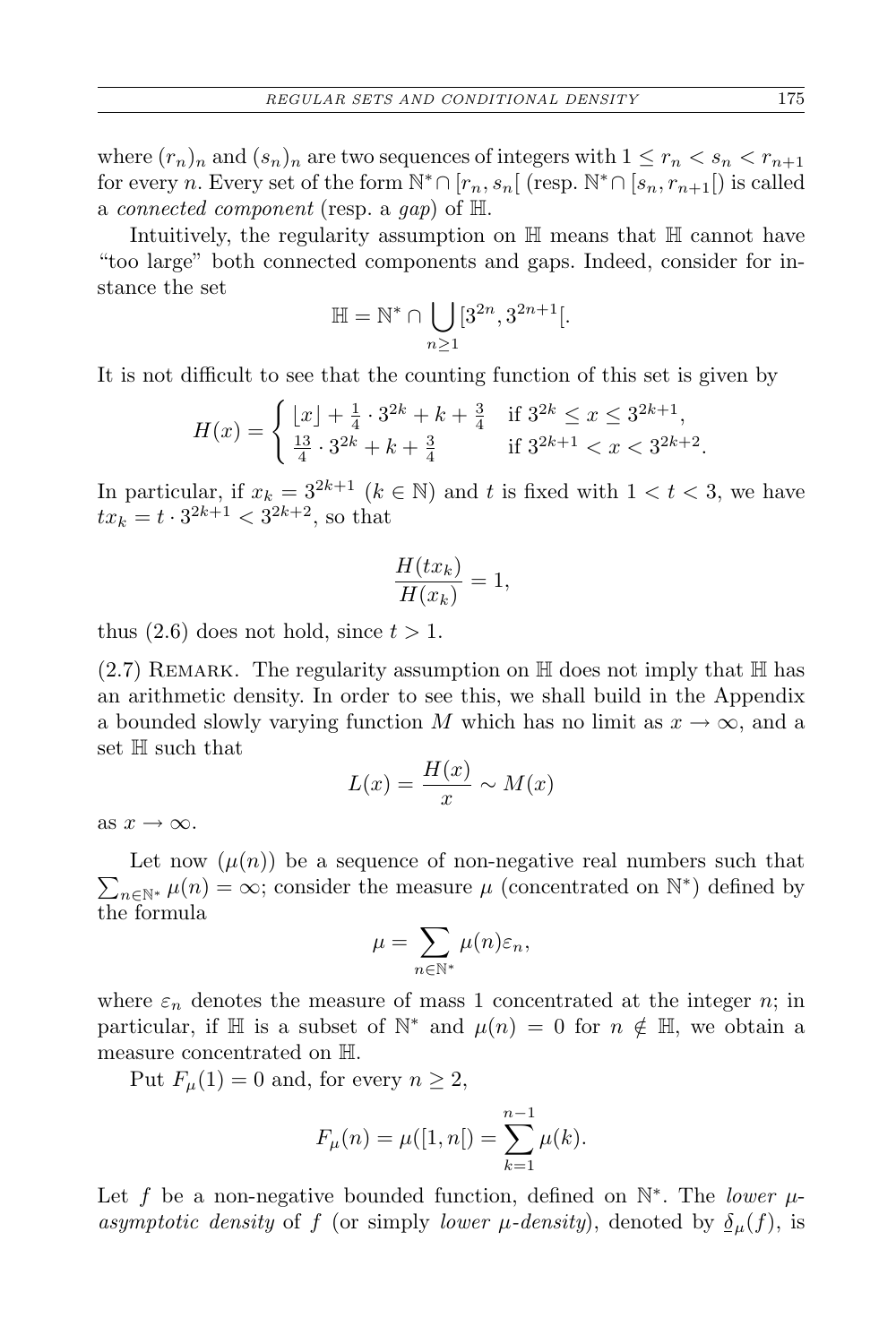where $(r_n)_n$ and $(s_n)_n$ are two sequences of integers with $1 \le r_n < s_n < r_{n+1}$ for every $n$. Every set of the form $\mathbb{N}^* \cap [r_n, s_n[$ (resp. $\mathbb{N}^* \cap [s_n, r_{n+1}[$) is called a *connected component* (resp. a *gap*) of $\mathbb{H}$.

Intuitively, the regularity assumption on $\mathbb{H}$ means that $\mathbb{H}$ cannot have "too large" both connected components and gaps. Indeed, consider for instance the set

$$\mathbb{H} = \mathbb{N}^* \cap \bigcup_{n\ge 1} [3^{2n}, 3^{2n+1}[.$$

It is not difficult to see that the counting function of this set is given by

$$H(x) = \begin{cases} \lfloor x \rfloor + \frac{1}{4} \cdot 3^{2k} + k + \frac{3}{4} & \text{if } 3^{2k} \le x \le 3^{2k+1}, \\ \frac{13}{4} \cdot 3^{2k} + k + \frac{3}{4} & \text{if } 3^{2k+1} < x < 3^{2k+2}. \end{cases}$$

In particular, if $x_k = 3^{2k+1}$ ($k \in \mathbb{N}$) and $t$ is fixed with $1 < t < 3$, we have $tx_k = t \cdot 3^{2k+1} < 3^{2k+2}$, so that

$$\frac{H(tx_k)}{H(x_k)} = 1,$$

thus (2.6) does not hold, since $t > 1$.

(2.7) Remark. The regularity assumption on $\mathbb{H}$ does not imply that $\mathbb{H}$ has an arithmetic density. In order to see this, we shall build in the Appendix a bounded slowly varying function $M$ which has no limit as $x \to \infty$, and a set $\mathbb{H}$ such that

$$L(x) = \frac{H(x)}{x} \sim M(x)$$

as $x \to \infty$.

Let now $(\mu(n))$ be a sequence of non-negative real numbers such that $\sum_{n\in\mathbb{N}^*} \mu(n) = \infty$; consider the measure $\mu$ (concentrated on $\mathbb{N}^*$) defined by the formula

$$\mu = \sum_{n\in\mathbb{N}^*} \mu(n)\varepsilon_n,$$

where $\varepsilon_n$ denotes the measure of mass 1 concentrated at the integer $n$; in particular, if $\mathbb{H}$ is a subset of $\mathbb{N}^*$ and $\mu(n) = 0$ for $n \notin \mathbb{H}$, we obtain a measure concentrated on $\mathbb{H}$.

Put $F_\mu(1) = 0$ and, for every $n \ge 2$,

$$F_\mu(n) = \mu([1, n[) = \sum_{k=1}^{n-1} \mu(k).$$

Let $f$ be a non-negative bounded function, defined on $\mathbb{N}^*$. The *lower $\mu$-asymptotic density* of $f$ (or simply *lower $\mu$-density*), denoted by $\underline{\delta}_\mu(f)$, is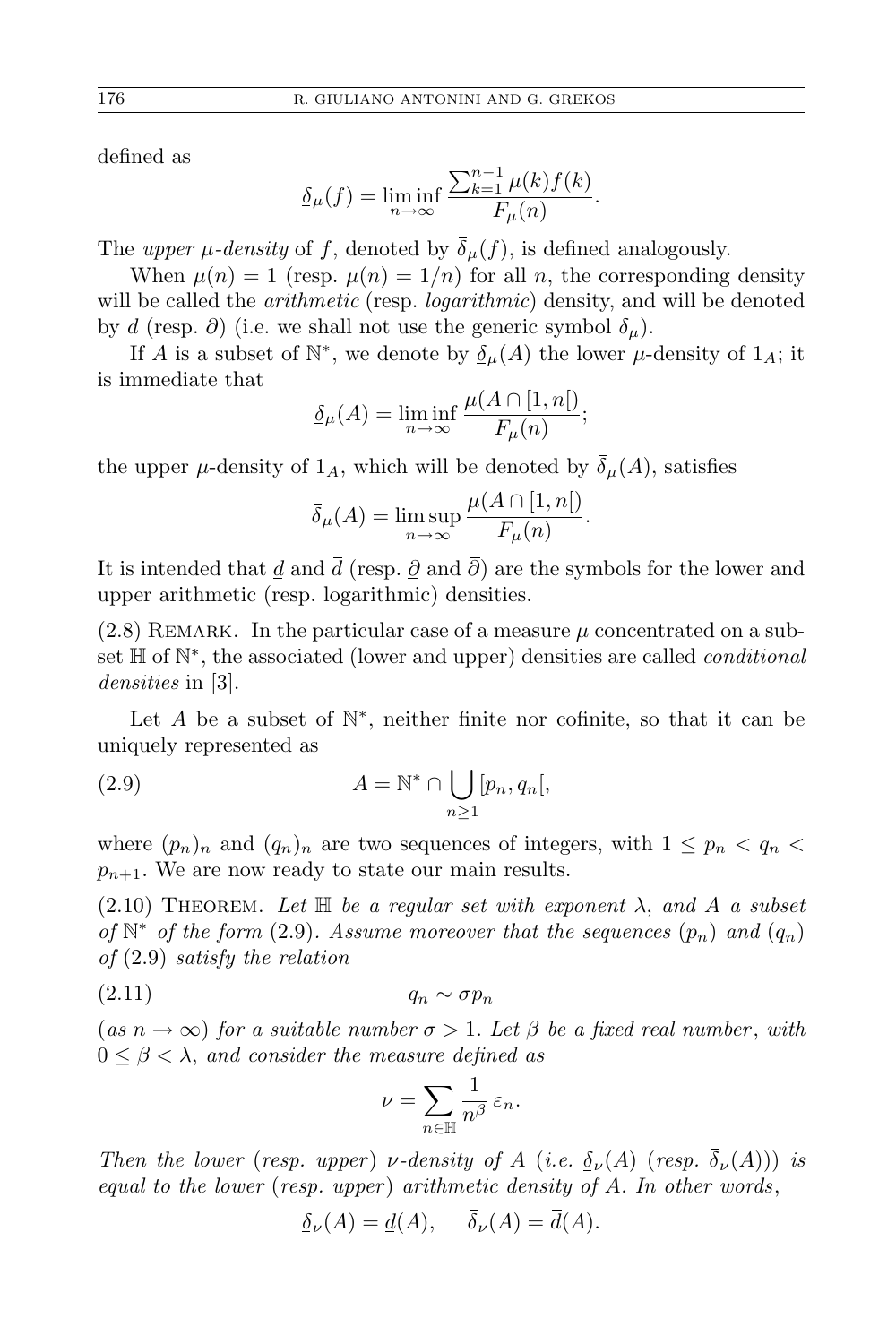defined as

$$\underline{\delta}_\mu(f) = \liminf_{n\to\infty} \frac{\sum_{k=1}^{n-1} \mu(k) f(k)}{F_\mu(n)}.$$

The *upper $\mu$-density* of $f$, denoted by $\overline{\delta}_\mu(f)$, is defined analogously.

When $\mu(n) = 1$ (resp. $\mu(n) = 1/n$) for all $n$, the corresponding density will be called the *arithmetic* (resp. *logarithmic*) density, and will be denoted by $d$ (resp. $\partial$) (i.e. we shall not use the generic symbol $\delta_\mu$).

If $A$ is a subset of $\mathbb{N}^*$, we denote by $\underline{\delta}_\mu(A)$ the lower $\mu$-density of $1_A$; it is immediate that

$$\underline{\delta}_\mu(A) = \liminf_{n\to\infty} \frac{\mu(A \cap [1, n[)}{F_\mu(n)};$$

the upper $\mu$-density of $1_A$, which will be denoted by $\overline{\delta}_\mu(A)$, satisfies

$$\overline{\delta}_\mu(A) = \limsup_{n\to\infty} \frac{\mu(A \cap [1, n[)}{F_\mu(n)}.$$

It is intended that $\underline{d}$ and $\overline{d}$ (resp. $\underline{\partial}$ and $\overline{\partial}$) are the symbols for the lower and upper arithmetic (resp. logarithmic) densities.

(2.8) Remark. In the particular case of a measure $\mu$ concentrated on a subset $\mathbb{H}$ of $\mathbb{N}^*$, the associated (lower and upper) densities are called *conditional densities* in [3].

Let $A$ be a subset of $\mathbb{N}^*$, neither finite nor cofinite, so that it can be uniquely represented as

$$A = \mathbb{N}^* \cap \bigcup_{n\geq 1} [p_n, q_n[, \tag{2.9}$$

where $(p_n)_n$ and $(q_n)_n$ are two sequences of integers, with $1 \leq p_n < q_n < p_{n+1}$. We are now ready to state our main results.

(2.10) Theorem. *Let $\mathbb{H}$ be a regular set with exponent $\lambda$, and $A$ a subset of $\mathbb{N}^*$ of the form* (2.9)*. Assume moreover that the sequences $(p_n)$ and $(q_n)$ of* (2.9) *satisfy the relation*

$$q_n \sim \sigma p_n \tag{2.11}$$

(*as $n \to \infty$*) *for a suitable number $\sigma > 1$. Let $\beta$ be a fixed real number, with $0 \leq \beta < \lambda$, and consider the measure defined as*

$$\nu = \sum_{n\in\mathbb{H}} \frac{1}{n^\beta} \varepsilon_n.$$

*Then the lower* (*resp. upper*) *$\nu$-density of $A$* (*i.e. $\underline{\delta}_\nu(A)$* (*resp. $\overline{\delta}_\nu(A)$*)) *is equal to the lower* (*resp. upper*) *arithmetic density of $A$. In other words*,

$$\underline{\delta}_\nu(A) = \underline{d}(A), \qquad \overline{\delta}_\nu(A) = \overline{d}(A).$$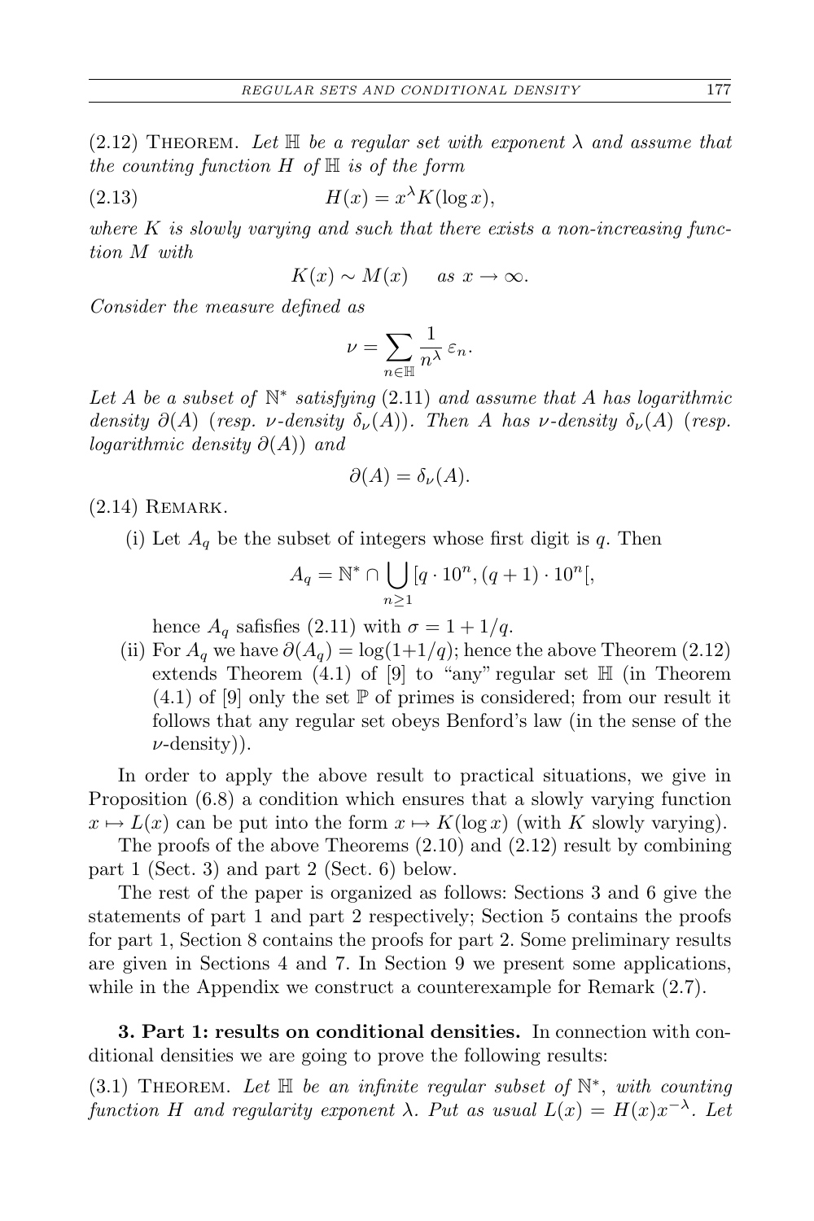(2.12) Theorem. *Let $\mathbb{H}$ be a regular set with exponent $\lambda$ and assume that the counting function $H$ of $\mathbb{H}$ is of the form*

$$H(x) = x^{\lambda} K(\log x), \tag{2.13}$$

*where $K$ is slowly varying and such that there exists a non-increasing function $M$ with*

$$K(x) \sim M(x) \quad \text{as } x \to \infty.$$

*Consider the measure defined as*

$$\nu = \sum_{n \in \mathbb{H}} \frac{1}{n^{\lambda}} \, \varepsilon_n.$$

*Let $A$ be a subset of $\mathbb{N}^*$ satisfying* (2.11) *and assume that $A$ has logarithmic density $\partial(A)$ (resp. $\nu$-density $\delta_\nu(A)$). Then $A$ has $\nu$-density $\delta_\nu(A)$ (resp. logarithmic density $\partial(A)$) and*

$$\partial(A) = \delta_\nu(A).$$

(2.14) Remark.

(i) Let $A_q$ be the subset of integers whose first digit is $q$. Then

$$A_q = \mathbb{N}^* \cap \bigcup_{n \geq 1} [q \cdot 10^n, (q+1) \cdot 10^n[,$$

hence $A_q$ safisfies (2.11) with $\sigma = 1 + 1/q$.

(ii) For $A_q$ we have $\partial(A_q) = \log(1+1/q)$; hence the above Theorem (2.12) extends Theorem (4.1) of [9] to "any" regular set $\mathbb{H}$ (in Theorem (4.1) of [9] only the set $\mathbb{P}$ of primes is considered; from our result it follows that any regular set obeys Benford's law (in the sense of the $\nu$-density)).

In order to apply the above result to practical situations, we give in Proposition (6.8) a condition which ensures that a slowly varying function $x \mapsto L(x)$ can be put into the form $x \mapsto K(\log x)$ (with $K$ slowly varying).

The proofs of the above Theorems (2.10) and (2.12) result by combining part 1 (Sect. 3) and part 2 (Sect. 6) below.

The rest of the paper is organized as follows: Sections 3 and 6 give the statements of part 1 and part 2 respectively; Section 5 contains the proofs for part 1, Section 8 contains the proofs for part 2. Some preliminary results are given in Sections 4 and 7. In Section 9 we present some applications, while in the Appendix we construct a counterexample for Remark (2.7).

**3. Part 1: results on conditional densities.** In connection with conditional densities we are going to prove the following results:

(3.1) Theorem. *Let $\mathbb{H}$ be an infinite regular subset of $\mathbb{N}^*$, with counting function $H$ and regularity exponent $\lambda$. Put as usual $L(x) = H(x)x^{-\lambda}$. Let*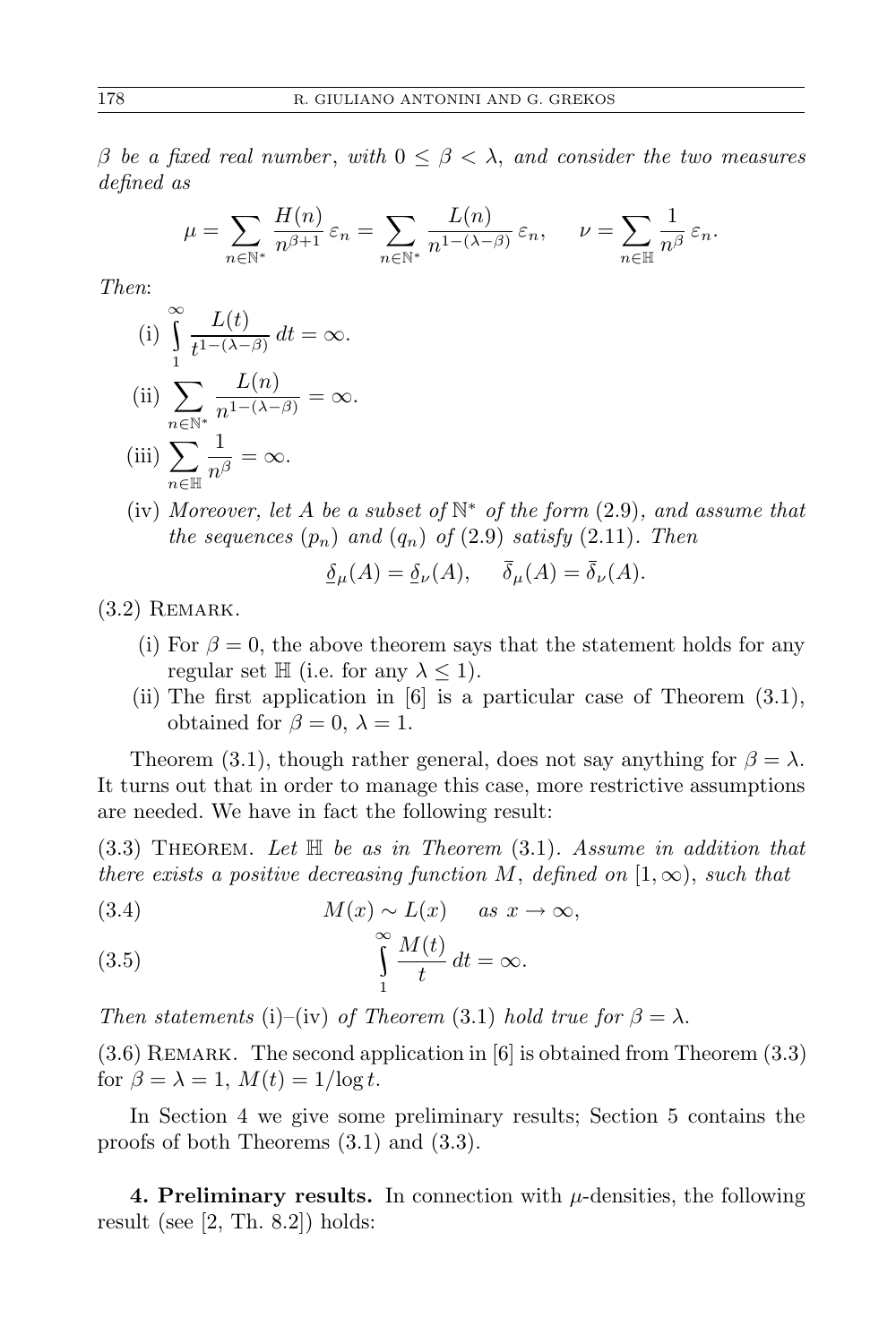*$\beta$ be a fixed real number, with $0 \le \beta < \lambda$, and consider the two measures defined as*

$$\mu = \sum_{n\in\mathbb{N}^*} \frac{H(n)}{n^{\beta+1}}\,\varepsilon_n = \sum_{n\in\mathbb{N}^*} \frac{L(n)}{n^{1-(\lambda-\beta)}}\,\varepsilon_n, \qquad \nu = \sum_{n\in\mathbb{H}} \frac{1}{n^{\beta}}\,\varepsilon_n.$$

*Then*:

(i) $\displaystyle\int_1^\infty \frac{L(t)}{t^{1-(\lambda-\beta)}}\,dt = \infty.$

(ii) $\displaystyle\sum_{n\in\mathbb{N}^*} \frac{L(n)}{n^{1-(\lambda-\beta)}} = \infty.$

(iii) $\displaystyle\sum_{n\in\mathbb{H}} \frac{1}{n^{\beta}} = \infty.$

(iv) *Moreover, let $A$ be a subset of $\mathbb{N}^*$ of the form* (2.9)*, and assume that the sequences $(p_n)$ and $(q_n)$ of* (2.9) *satisfy* (2.11)*. Then*

$$\underline{\delta}_\mu(A) = \underline{\delta}_\nu(A), \qquad \overline{\delta}_\mu(A) = \overline{\delta}_\nu(A).$$

(3.2) Remark.

(i) For $\beta = 0$, the above theorem says that the statement holds for any regular set $\mathbb{H}$ (i.e. for any $\lambda \le 1$).

(ii) The first application in [6] is a particular case of Theorem (3.1), obtained for $\beta = 0$, $\lambda = 1$.

Theorem (3.1), though rather general, does not say anything for $\beta = \lambda$. It turns out that in order to manage this case, more restrictive assumptions are needed. We have in fact the following result:

(3.3) Theorem. *Let $\mathbb{H}$ be as in Theorem* (3.1)*. Assume in addition that there exists a positive decreasing function $M$, defined on $[1,\infty)$, such that*

$$M(x) \sim L(x) \quad \text{as } x \to \infty, \tag{3.4}$$

$$\int_1^\infty \frac{M(t)}{t}\,dt = \infty. \tag{3.5}$$

*Then statements* (i)–(iv) *of Theorem* (3.1) *hold true for $\beta = \lambda$.*

(3.6) Remark. The second application in [6] is obtained from Theorem (3.3) for $\beta = \lambda = 1$, $M(t) = 1/\log t$.

In Section 4 we give some preliminary results; Section 5 contains the proofs of both Theorems (3.1) and (3.3).

**4. Preliminary results.** In connection with $\mu$-densities, the following result (see [2, Th. 8.2]) holds: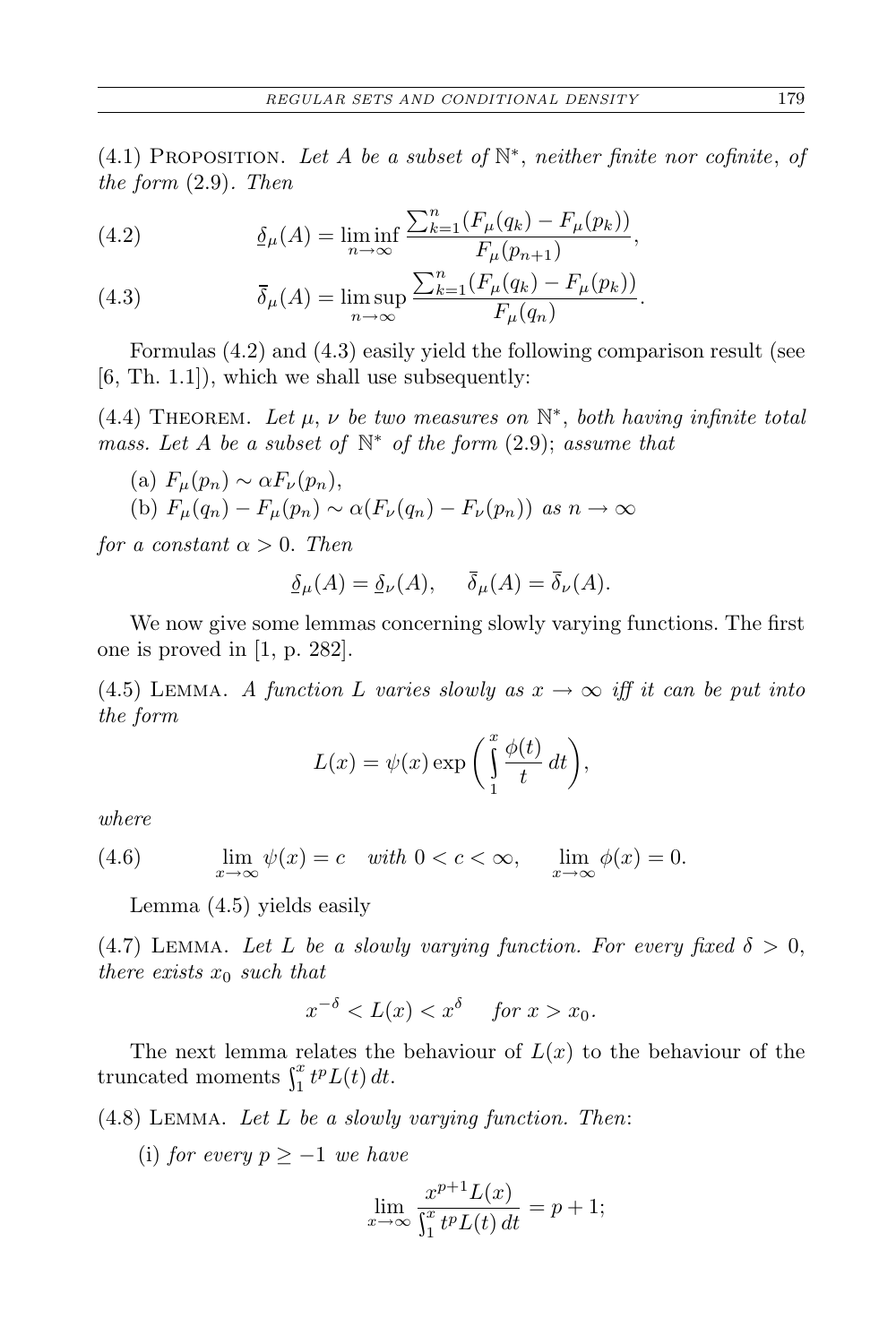(4.1) Proposition. *Let $A$ be a subset of $\mathbb{N}^*$, neither finite nor cofinite, of the form* (2.9). *Then*

$$\underline{\delta}_\mu(A) = \liminf_{n\to\infty} \frac{\sum_{k=1}^{n}(F_\mu(q_k) - F_\mu(p_k))}{F_\mu(p_{n+1})}, \tag{4.2}$$

$$\overline{\delta}_\mu(A) = \limsup_{n\to\infty} \frac{\sum_{k=1}^{n}(F_\mu(q_k) - F_\mu(p_k))}{F_\mu(q_n)}. \tag{4.3}$$

Formulas (4.2) and (4.3) easily yield the following comparison result (see [6, Th. 1.1]), which we shall use subsequently:

(4.4) Theorem. *Let $\mu$, $\nu$ be two measures on $\mathbb{N}^*$, both having infinite total mass. Let $A$ be a subset of $\mathbb{N}^*$ of the form* (2.9); *assume that*

(a) $F_\mu(p_n) \sim \alpha F_\nu(p_n)$,
(b) $F_\mu(q_n) - F_\mu(p_n) \sim \alpha(F_\nu(q_n) - F_\nu(p_n))$ *as* $n \to \infty$

*for a constant $\alpha > 0$. Then*

$$\underline{\delta}_\mu(A) = \underline{\delta}_\nu(A), \qquad \overline{\delta}_\mu(A) = \overline{\delta}_\nu(A).$$

We now give some lemmas concerning slowly varying functions. The first one is proved in [1, p. 282].

(4.5) Lemma. *A function $L$ varies slowly as $x \to \infty$ iff it can be put into the form*

$$L(x) = \psi(x) \exp\left(\int_1^x \frac{\phi(t)}{t}\, dt\right),$$

*where*

$$\lim_{x\to\infty} \psi(x) = c \quad \text{with } 0 < c < \infty, \qquad \lim_{x\to\infty} \phi(x) = 0. \tag{4.6}$$

Lemma (4.5) yields easily

(4.7) Lemma. *Let $L$ be a slowly varying function. For every fixed $\delta > 0$, there exists $x_0$ such that*

$$x^{-\delta} < L(x) < x^{\delta} \quad \text{for } x > x_0.$$

The next lemma relates the behaviour of $L(x)$ to the behaviour of the truncated moments $\int_1^x t^p L(t)\, dt$.

(4.8) Lemma. *Let $L$ be a slowly varying function. Then*:

(i) *for every $p \ge -1$ we have*

$$\lim_{x\to\infty} \frac{x^{p+1}L(x)}{\int_1^x t^p L(t)\, dt} = p + 1;$$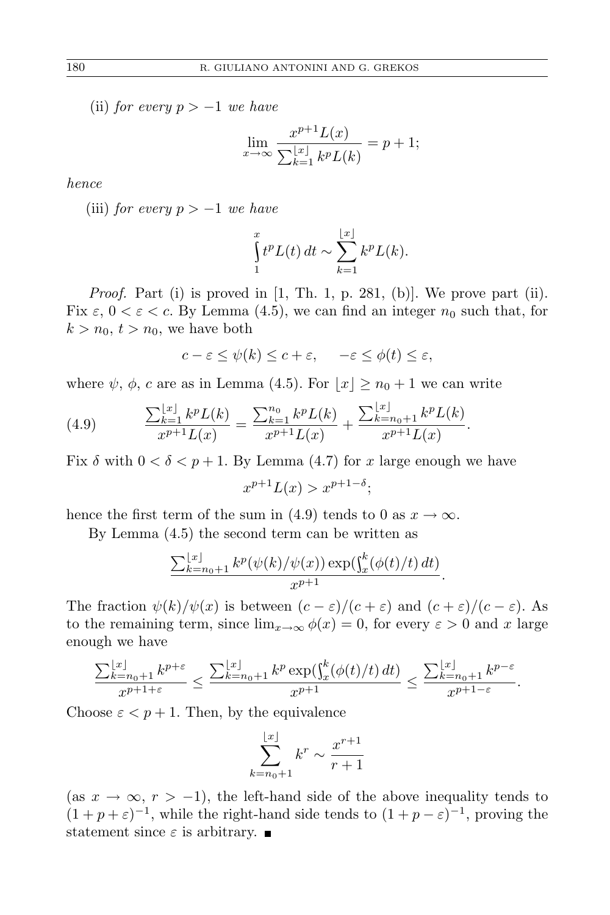(ii) *for every $p > -1$ we have*

$$\lim_{x\to\infty} \frac{x^{p+1}L(x)}{\sum_{k=1}^{\lfloor x\rfloor} k^p L(k)} = p+1;$$

*hence*

(iii) *for every $p > -1$ we have*

$$\int_1^x t^p L(t)\,dt \sim \sum_{k=1}^{\lfloor x\rfloor} k^p L(k).$$

*Proof.* Part (i) is proved in [1, Th. 1, p. 281, (b)]. We prove part (ii). Fix $\varepsilon$, $0<\varepsilon<c$. By Lemma (4.5), we can find an integer $n_0$ such that, for $k>n_0$, $t>n_0$, we have both

$$c-\varepsilon \le \psi(k) \le c+\varepsilon, \qquad -\varepsilon \le \phi(t) \le \varepsilon,$$

where $\psi$, $\phi$, $c$ are as in Lemma (4.5). For $\lfloor x\rfloor \ge n_0+1$ we can write

$$\frac{\sum_{k=1}^{\lfloor x\rfloor} k^p L(k)}{x^{p+1}L(x)} = \frac{\sum_{k=1}^{n_0} k^p L(k)}{x^{p+1}L(x)} + \frac{\sum_{k=n_0+1}^{\lfloor x\rfloor} k^p L(k)}{x^{p+1}L(x)}. \tag{4.9}$$

Fix $\delta$ with $0<\delta<p+1$. By Lemma (4.7) for $x$ large enough we have

$$x^{p+1}L(x) > x^{p+1-\delta};$$

hence the first term of the sum in (4.9) tends to 0 as $x\to\infty$.

By Lemma (4.5) the second term can be written as

$$\frac{\sum_{k=n_0+1}^{\lfloor x\rfloor} k^p(\psi(k)/\psi(x))\exp(\int_x^k(\phi(t)/t)\,dt)}{x^{p+1}}.$$

The fraction $\psi(k)/\psi(x)$ is between $(c-\varepsilon)/(c+\varepsilon)$ and $(c+\varepsilon)/(c-\varepsilon)$. As to the remaining term, since $\lim_{x\to\infty}\phi(x)=0$, for every $\varepsilon>0$ and $x$ large enough we have

$$\frac{\sum_{k=n_0+1}^{\lfloor x\rfloor} k^{p+\varepsilon}}{x^{p+1+\varepsilon}} \le \frac{\sum_{k=n_0+1}^{\lfloor x\rfloor} k^p \exp(\int_x^k(\phi(t)/t)\,dt)}{x^{p+1}} \le \frac{\sum_{k=n_0+1}^{\lfloor x\rfloor} k^{p-\varepsilon}}{x^{p+1-\varepsilon}}.$$

Choose $\varepsilon<p+1$. Then, by the equivalence

$$\sum_{k=n_0+1}^{\lfloor x\rfloor} k^r \sim \frac{x^{r+1}}{r+1}$$

(as $x\to\infty$, $r>-1$), the left-hand side of the above inequality tends to $(1+p+\varepsilon)^{-1}$, while the right-hand side tends to $(1+p-\varepsilon)^{-1}$, proving the statement since $\varepsilon$ is arbitrary. ∎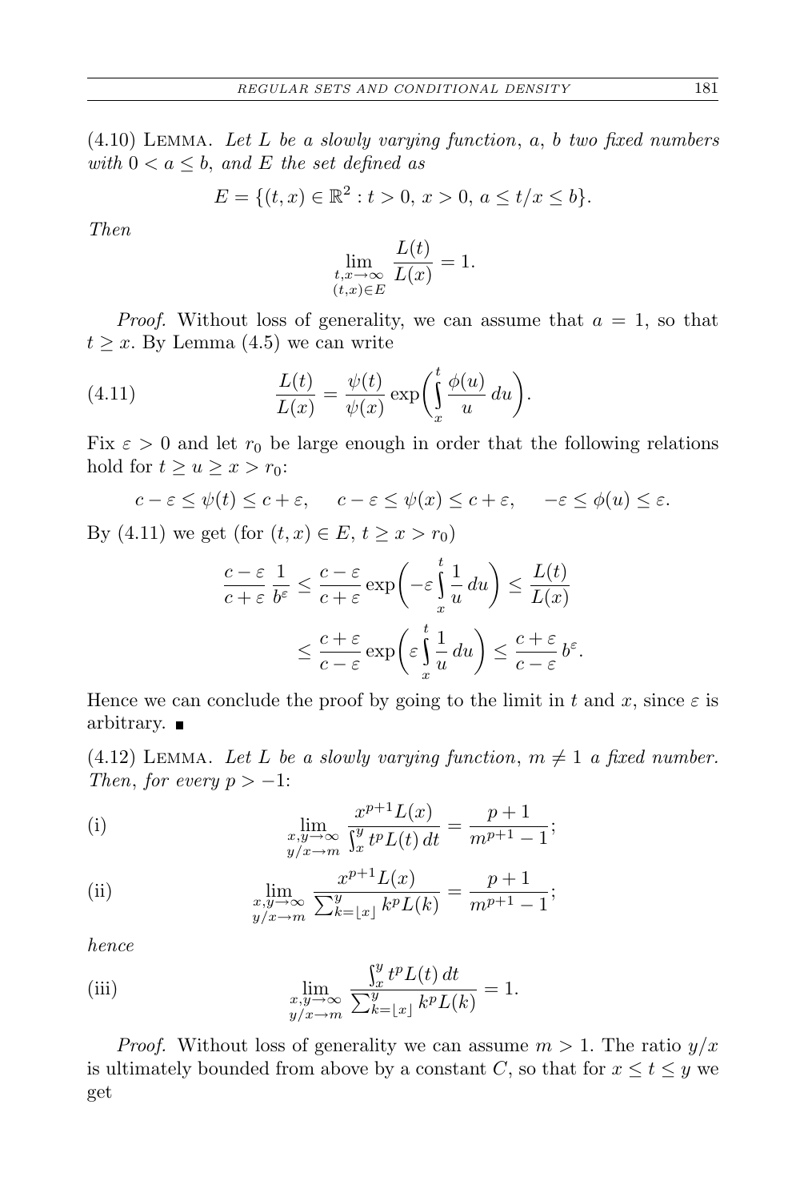(4.10) Lemma. *Let $L$ be a slowly varying function, $a$, $b$ two fixed numbers with $0 < a \le b$, and $E$ the set defined as*

$$E = \{(t, x) \in \mathbb{R}^2 : t > 0,\ x > 0,\ a \le t/x \le b\}.$$

*Then*

$$\lim_{\substack{t,x\to\infty \\ (t,x)\in E}} \frac{L(t)}{L(x)} = 1.$$

*Proof.* Without loss of generality, we can assume that $a = 1$, so that $t \ge x$. By Lemma (4.5) we can write

$$\frac{L(t)}{L(x)} = \frac{\psi(t)}{\psi(x)} \exp\bigg(\int_x^t \frac{\phi(u)}{u}\, du\bigg). \tag{4.11}$$

Fix $\varepsilon > 0$ and let $r_0$ be large enough in order that the following relations hold for $t \ge u \ge x > r_0$:

$$c - \varepsilon \le \psi(t) \le c + \varepsilon, \quad c - \varepsilon \le \psi(x) \le c + \varepsilon, \quad -\varepsilon \le \phi(u) \le \varepsilon.$$

By (4.11) we get (for $(t, x) \in E$, $t \ge x > r_0$)

$$\frac{c-\varepsilon}{c+\varepsilon}\, \frac{1}{b^\varepsilon} \le \frac{c-\varepsilon}{c+\varepsilon} \exp\bigg(-\varepsilon \int_x^t \frac{1}{u}\, du\bigg) \le \frac{L(t)}{L(x)}$$

$$\le \frac{c+\varepsilon}{c-\varepsilon} \exp\bigg(\varepsilon \int_x^t \frac{1}{u}\, du\bigg) \le \frac{c+\varepsilon}{c-\varepsilon}\, b^\varepsilon.$$

Hence we can conclude the proof by going to the limit in $t$ and $x$, since $\varepsilon$ is arbitrary. ∎

(4.12) Lemma. *Let $L$ be a slowly varying function, $m \ne 1$ a fixed number. Then, for every $p > -1$:*

$$\lim_{\substack{x,y\to\infty \\ y/x\to m}} \frac{x^{p+1}L(x)}{\int_x^y t^p L(t)\, dt} = \frac{p+1}{m^{p+1}-1}; \tag{i}$$

$$\lim_{\substack{x,y\to\infty \\ y/x\to m}} \frac{x^{p+1}L(x)}{\sum_{k=\lfloor x\rfloor}^{y} k^p L(k)} = \frac{p+1}{m^{p+1}-1}; \tag{ii}$$

*hence*

$$\lim_{\substack{x,y\to\infty \\ y/x\to m}} \frac{\int_x^y t^p L(t)\, dt}{\sum_{k=\lfloor x\rfloor}^{y} k^p L(k)} = 1. \tag{iii}$$

*Proof.* Without loss of generality we can assume $m > 1$. The ratio $y/x$ is ultimately bounded from above by a constant $C$, so that for $x \le t \le y$ we get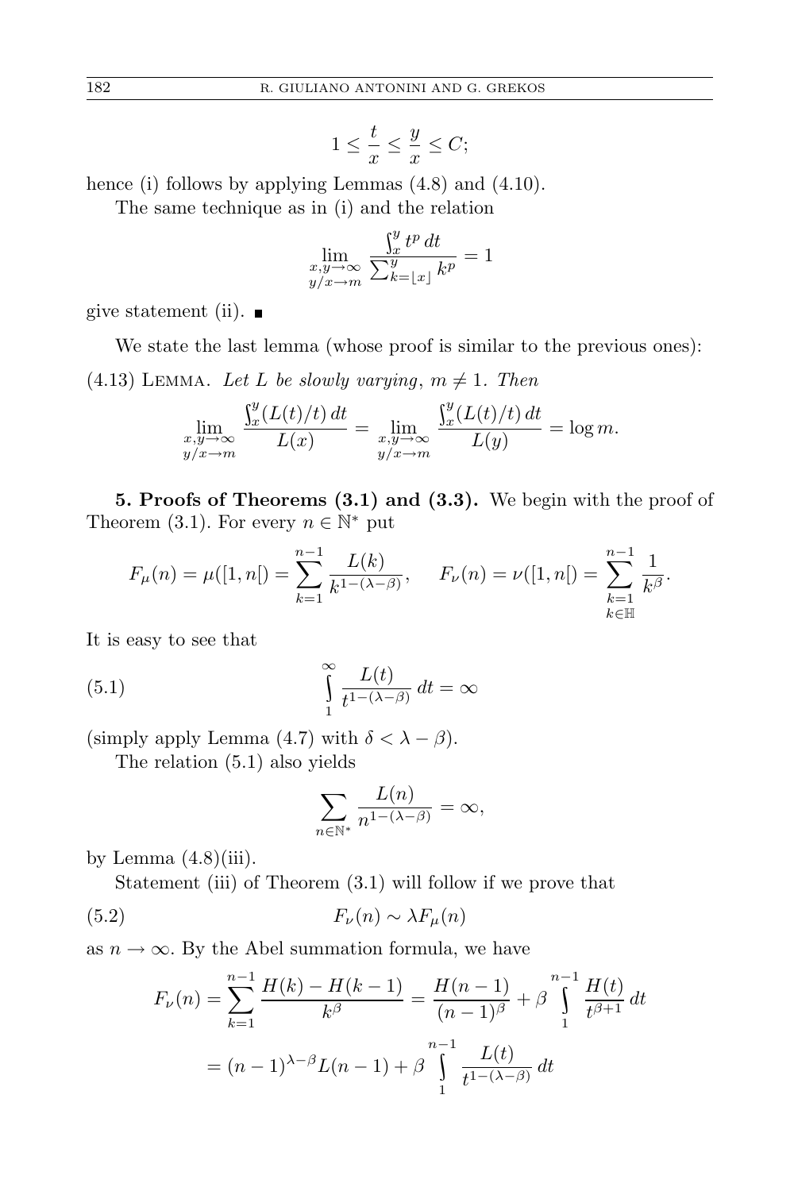$$1 \le \frac{t}{x} \le \frac{y}{x} \le C;$$

hence (i) follows by applying Lemmas (4.8) and (4.10).

The same technique as in (i) and the relation

$$\lim_{\substack{x,y\to\infty \\ y/x\to m}} \frac{\int_x^y t^p\,dt}{\sum_{k=\lfloor x\rfloor}^{y} k^p} = 1$$

give statement (ii). ∎

We state the last lemma (whose proof is similar to the previous ones):

(4.13) Lemma. *Let $L$ be slowly varying, $m \neq 1$. Then*

$$\lim_{\substack{x,y\to\infty \\ y/x\to m}} \frac{\int_x^y (L(t)/t)\,dt}{L(x)} = \lim_{\substack{x,y\to\infty \\ y/x\to m}} \frac{\int_x^y (L(t)/t)\,dt}{L(y)} = \log m.$$

**5. Proofs of Theorems (3.1) and (3.3).** We begin with the proof of Theorem (3.1). For every $n \in \mathbb{N}^*$ put

$$F_\mu(n) = \mu([1,n[) = \sum_{k=1}^{n-1} \frac{L(k)}{k^{1-(\lambda-\beta)}}, \qquad F_\nu(n) = \nu([1,n[) = \sum_{\substack{k=1 \\ k\in\mathbb{H}}}^{n-1} \frac{1}{k^\beta}.$$

It is easy to see that

$$\int_1^\infty \frac{L(t)}{t^{1-(\lambda-\beta)}}\,dt = \infty \tag{5.1}$$

(simply apply Lemma (4.7) with $\delta < \lambda - \beta$).

The relation (5.1) also yields

$$\sum_{n\in\mathbb{N}^*} \frac{L(n)}{n^{1-(\lambda-\beta)}} = \infty,$$

by Lemma (4.8)(iii).

Statement (iii) of Theorem (3.1) will follow if we prove that

$$F_\nu(n) \sim \lambda F_\mu(n) \tag{5.2}$$

as $n\to\infty$. By the Abel summation formula, we have

$$\begin{aligned} F_\nu(n) &= \sum_{k=1}^{n-1} \frac{H(k)-H(k-1)}{k^\beta} = \frac{H(n-1)}{(n-1)^\beta} + \beta \int_1^{n-1} \frac{H(t)}{t^{\beta+1}}\,dt \\ &= (n-1)^{\lambda-\beta} L(n-1) + \beta \int_1^{n-1} \frac{L(t)}{t^{1-(\lambda-\beta)}}\,dt \end{aligned}$$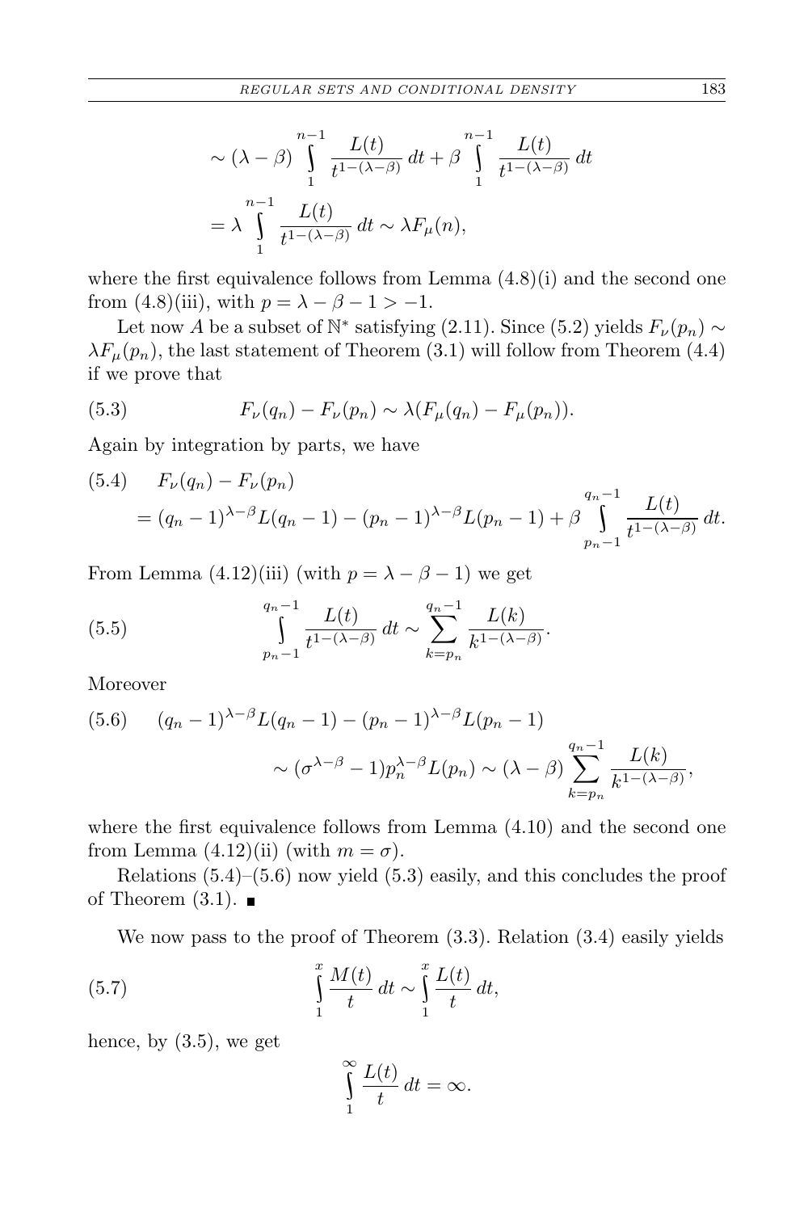$$\sim (\lambda-\beta)\int_1^{n-1}\frac{L(t)}{t^{1-(\lambda-\beta)}}\,dt+\beta\int_1^{n-1}\frac{L(t)}{t^{1-(\lambda-\beta)}}\,dt$$

$$=\lambda\int_1^{n-1}\frac{L(t)}{t^{1-(\lambda-\beta)}}\,dt\sim\lambda F_\mu(n),$$

where the first equivalence follows from Lemma (4.8)(i) and the second one from (4.8)(iii), with $p=\lambda-\beta-1>-1$.

Let now $A$ be a subset of $\mathbb{N}^*$ satisfying (2.11). Since (5.2) yields $F_\nu(p_n)\sim\lambda F_\mu(p_n)$, the last statement of Theorem (3.1) will follow from Theorem (4.4) if we prove that

$$F_\nu(q_n)-F_\nu(p_n)\sim\lambda(F_\mu(q_n)-F_\mu(p_n)). \tag{5.3}$$

Again by integration by parts, we have

$$\begin{aligned}(5.4)\quad & F_\nu(q_n)-F_\nu(p_n)\\ &=(q_n-1)^{\lambda-\beta}L(q_n-1)-(p_n-1)^{\lambda-\beta}L(p_n-1)+\beta\int_{p_n-1}^{q_n-1}\frac{L(t)}{t^{1-(\lambda-\beta)}}\,dt.\end{aligned}$$

From Lemma (4.12)(iii) (with $p=\lambda-\beta-1$) we get

$$\int_{p_n-1}^{q_n-1}\frac{L(t)}{t^{1-(\lambda-\beta)}}\,dt\sim\sum_{k=p_n}^{q_n-1}\frac{L(k)}{k^{1-(\lambda-\beta)}}. \tag{5.5}$$

Moreover

$$\begin{aligned}(5.6)\quad & (q_n-1)^{\lambda-\beta}L(q_n-1)-(p_n-1)^{\lambda-\beta}L(p_n-1)\\ &\sim(\sigma^{\lambda-\beta}-1)p_n^{\lambda-\beta}L(p_n)\sim(\lambda-\beta)\sum_{k=p_n}^{q_n-1}\frac{L(k)}{k^{1-(\lambda-\beta)}},\end{aligned}$$

where the first equivalence follows from Lemma (4.10) and the second one from Lemma (4.12)(ii) (with $m=\sigma$).

Relations (5.4)–(5.6) now yield (5.3) easily, and this concludes the proof of Theorem (3.1). ∎

We now pass to the proof of Theorem (3.3). Relation (3.4) easily yields

$$\int_1^x\frac{M(t)}{t}\,dt\sim\int_1^x\frac{L(t)}{t}\,dt, \tag{5.7}$$

hence, by (3.5), we get

$$\int_1^\infty\frac{L(t)}{t}\,dt=\infty.$$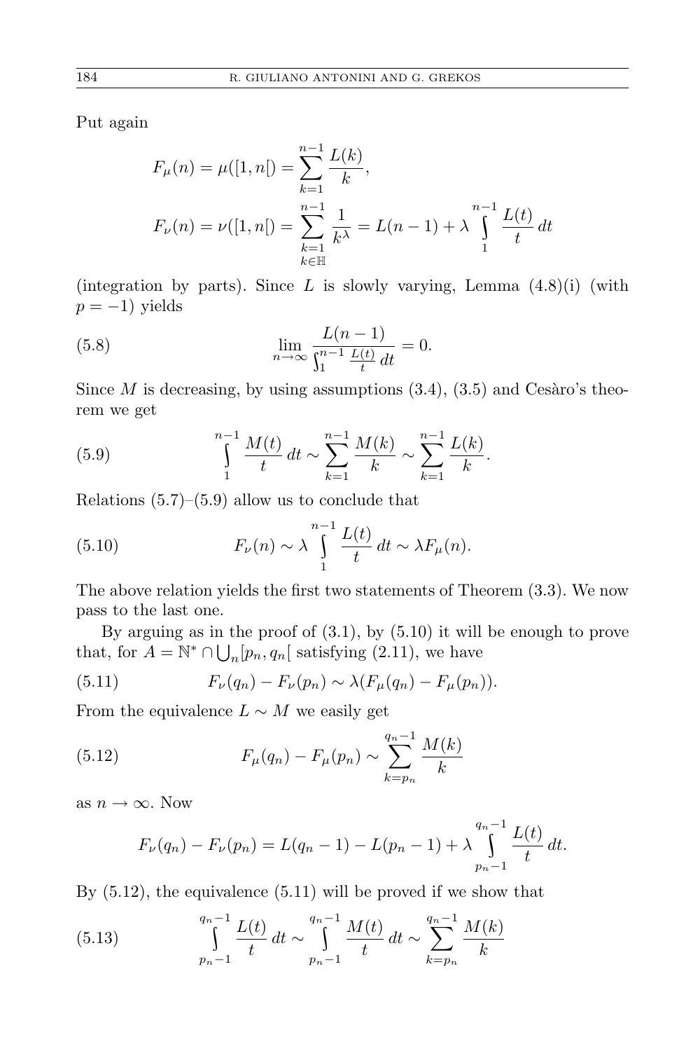Put again

$$F_\mu(n) = \mu([1, n[) = \sum_{k=1}^{n-1} \frac{L(k)}{k},$$

$$F_\nu(n) = \nu([1, n[) = \sum_{\substack{k=1 \\ k \in \mathbb{H}}}^{n-1} \frac{1}{k^\lambda} = L(n-1) + \lambda \int_1^{n-1} \frac{L(t)}{t}\, dt$$

(integration by parts). Since $L$ is slowly varying, Lemma (4.8)(i) (with $p = -1$) yields

$$\lim_{n\to\infty} \frac{L(n-1)}{\int_1^{n-1} \frac{L(t)}{t}\, dt} = 0. \tag{5.8}$$

Since $M$ is decreasing, by using assumptions (3.4), (3.5) and Cesàro's theorem we get

$$\int_1^{n-1} \frac{M(t)}{t}\, dt \sim \sum_{k=1}^{n-1} \frac{M(k)}{k} \sim \sum_{k=1}^{n-1} \frac{L(k)}{k}. \tag{5.9}$$

Relations (5.7)–(5.9) allow us to conclude that

$$F_\nu(n) \sim \lambda \int_1^{n-1} \frac{L(t)}{t}\, dt \sim \lambda F_\mu(n). \tag{5.10}$$

The above relation yields the first two statements of Theorem (3.3). We now pass to the last one.

By arguing as in the proof of (3.1), by (5.10) it will be enough to prove that, for $A = \mathbb{N}^* \cap \bigcup_n [p_n, q_n[$ satisfying (2.11), we have

$$F_\nu(q_n) - F_\nu(p_n) \sim \lambda(F_\mu(q_n) - F_\mu(p_n)). \tag{5.11}$$

From the equivalence $L \sim M$ we easily get

$$F_\mu(q_n) - F_\mu(p_n) \sim \sum_{k=p_n}^{q_n-1} \frac{M(k)}{k} \tag{5.12}$$

as $n \to \infty$. Now

$$F_\nu(q_n) - F_\nu(p_n) = L(q_n - 1) - L(p_n - 1) + \lambda \int_{p_n-1}^{q_n-1} \frac{L(t)}{t}\, dt.$$

By (5.12), the equivalence (5.11) will be proved if we show that

$$\int_{p_n-1}^{q_n-1} \frac{L(t)}{t}\, dt \sim \int_{p_n-1}^{q_n-1} \frac{M(t)}{t}\, dt \sim \sum_{k=p_n}^{q_n-1} \frac{M(k)}{k} \tag{5.13}$$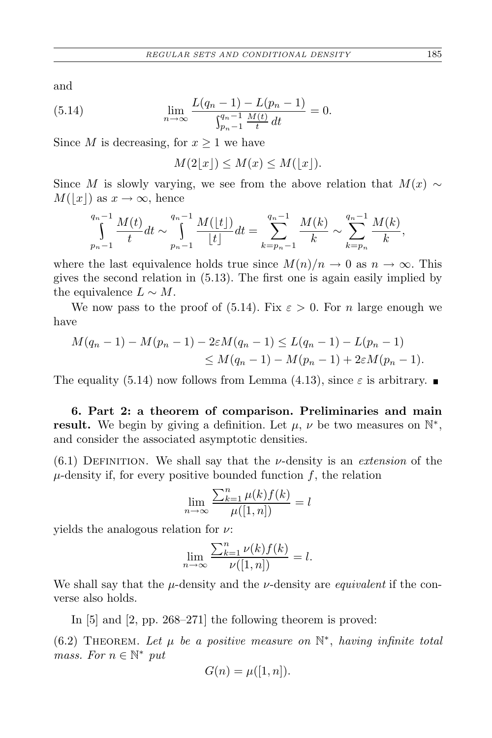and

$$\lim_{n\to\infty} \frac{L(q_n-1)-L(p_n-1)}{\int_{p_n-1}^{q_n-1} \frac{M(t)}{t}\,dt} = 0. \tag{5.14}$$

Since $M$ is decreasing, for $x \geq 1$ we have

$$M(2\lfloor x\rfloor) \leq M(x) \leq M(\lfloor x\rfloor).$$

Since $M$ is slowly varying, we see from the above relation that $M(x) \sim M(\lfloor x\rfloor)$ as $x \to \infty$, hence

$$\int_{p_n-1}^{q_n-1} \frac{M(t)}{t}dt \sim \int_{p_n-1}^{q_n-1} \frac{M(\lfloor t\rfloor)}{\lfloor t\rfloor}dt = \sum_{k=p_n-1}^{q_n-1} \frac{M(k)}{k} \sim \sum_{k=p_n}^{q_n-1} \frac{M(k)}{k},$$

where the last equivalence holds true since $M(n)/n \to 0$ as $n \to \infty$. This gives the second relation in (5.13). The first one is again easily implied by the equivalence $L \sim M$.

We now pass to the proof of (5.14). Fix $\varepsilon > 0$. For $n$ large enough we have

$$\begin{aligned} M(q_n-1) - M(p_n-1) - 2\varepsilon M(q_n-1) &\leq L(q_n-1) - L(p_n-1) \\ &\leq M(q_n-1) - M(p_n-1) + 2\varepsilon M(p_n-1). \end{aligned}$$

The equality (5.14) now follows from Lemma (4.13), since $\varepsilon$ is arbitrary. ∎

**6. Part 2: a theorem of comparison. Preliminaries and main result.** We begin by giving a definition. Let $\mu$, $\nu$ be two measures on $\mathbb{N}^*$, and consider the associated asymptotic densities.

(6.1) Definition. We shall say that the $\nu$-density is an *extension* of the $\mu$-density if, for every positive bounded function $f$, the relation

$$\lim_{n\to\infty} \frac{\sum_{k=1}^{n} \mu(k) f(k)}{\mu([1,n])} = l$$

yields the analogous relation for $\nu$:

$$\lim_{n\to\infty} \frac{\sum_{k=1}^{n} \nu(k) f(k)}{\nu([1,n])} = l.$$

We shall say that the $\mu$-density and the $\nu$-density are *equivalent* if the converse also holds.

In [5] and [2, pp. 268–271] the following theorem is proved:

(6.2) Theorem. *Let $\mu$ be a positive measure on $\mathbb{N}^*$, having infinite total mass. For $n \in \mathbb{N}^*$ put*

$$G(n) = \mu([1,n]).$$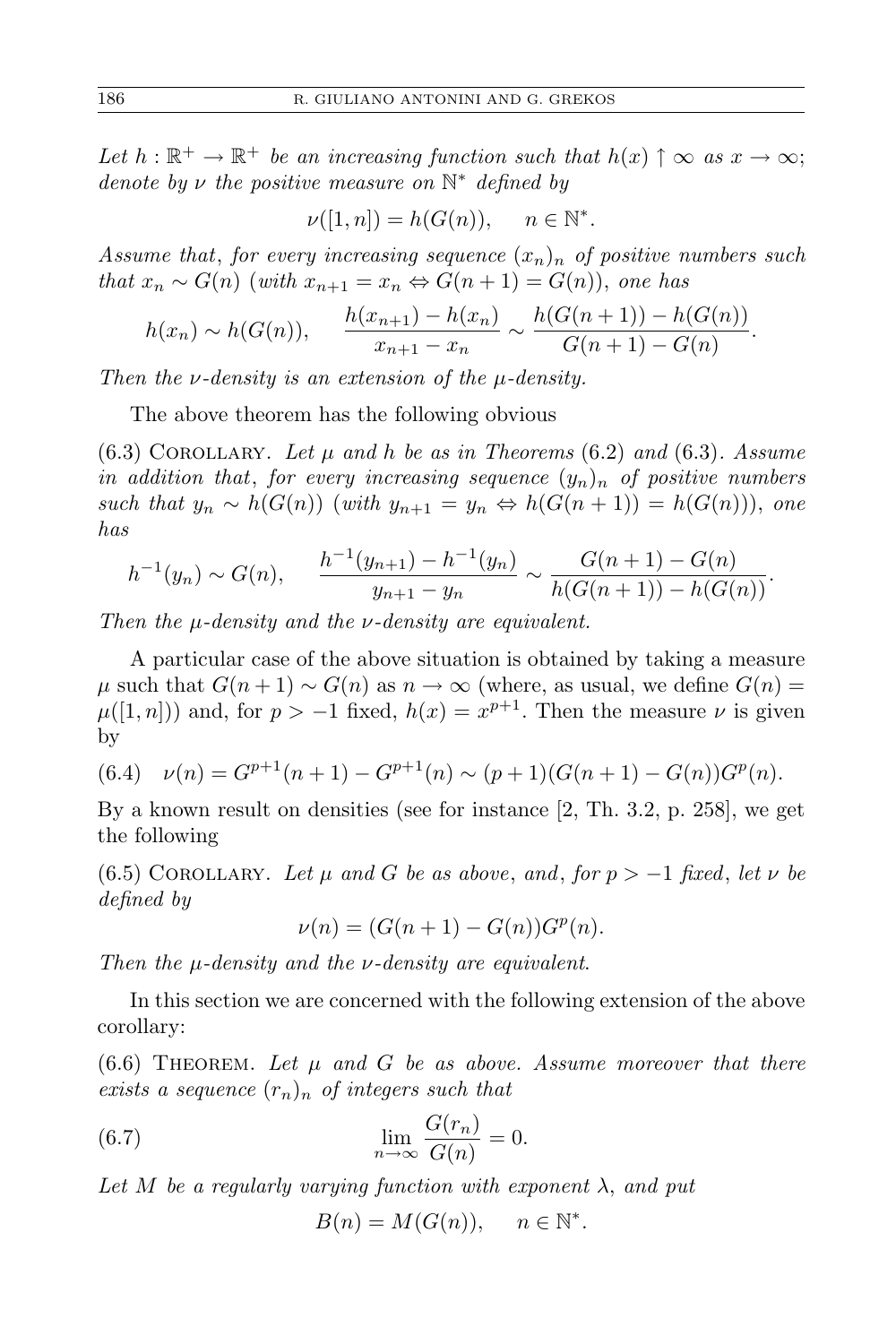*Let $h : \mathbb{R}^+ \to \mathbb{R}^+$ be an increasing function such that $h(x) \uparrow \infty$ as $x \to \infty$; denote by $\nu$ the positive measure on $\mathbb{N}^*$ defined by*

$$\nu([1,n]) = h(G(n)), \qquad n \in \mathbb{N}^*.$$

*Assume that, for every increasing sequence $(x_n)_n$ of positive numbers such that $x_n \sim G(n)$ (with $x_{n+1} = x_n \Leftrightarrow G(n+1) = G(n)$), one has*

$$h(x_n) \sim h(G(n)), \qquad \frac{h(x_{n+1}) - h(x_n)}{x_{n+1} - x_n} \sim \frac{h(G(n+1)) - h(G(n))}{G(n+1) - G(n)}.$$

*Then the $\nu$-density is an extension of the $\mu$-density.*

The above theorem has the following obvious

(6.3) Corollary. *Let $\mu$ and $h$ be as in Theorems (6.2) and (6.3). Assume in addition that, for every increasing sequence $(y_n)_n$ of positive numbers such that $y_n \sim h(G(n))$ (with $y_{n+1} = y_n \Leftrightarrow h(G(n+1)) = h(G(n))$), one has*

$$h^{-1}(y_n) \sim G(n), \qquad \frac{h^{-1}(y_{n+1}) - h^{-1}(y_n)}{y_{n+1} - y_n} \sim \frac{G(n+1) - G(n)}{h(G(n+1)) - h(G(n))}.$$

*Then the $\mu$-density and the $\nu$-density are equivalent.*

A particular case of the above situation is obtained by taking a measure $\mu$ such that $G(n+1) \sim G(n)$ as $n \to \infty$ (where, as usual, we define $G(n) = \mu([1,n])$) and, for $p > -1$ fixed, $h(x) = x^{p+1}$. Then the measure $\nu$ is given by

$$\nu(n) = G^{p+1}(n+1) - G^{p+1}(n) \sim (p+1)(G(n+1) - G(n))G^p(n). \tag{6.4}$$

By a known result on densities (see for instance [2, Th. 3.2, p. 258], we get the following

(6.5) Corollary. *Let $\mu$ and $G$ be as above, and, for $p > -1$ fixed, let $\nu$ be defined by*

$$\nu(n) = (G(n+1) - G(n))G^p(n).$$

*Then the $\mu$-density and the $\nu$-density are equivalent.*

In this section we are concerned with the following extension of the above corollary:

(6.6) Theorem. *Let $\mu$ and $G$ be as above. Assume moreover that there exists a sequence $(r_n)_n$ of integers such that*

$$\lim_{n\to\infty} \frac{G(r_n)}{G(n)} = 0. \tag{6.7}$$

*Let $M$ be a regularly varying function with exponent $\lambda$, and put*

$$B(n) = M(G(n)), \qquad n \in \mathbb{N}^*.$$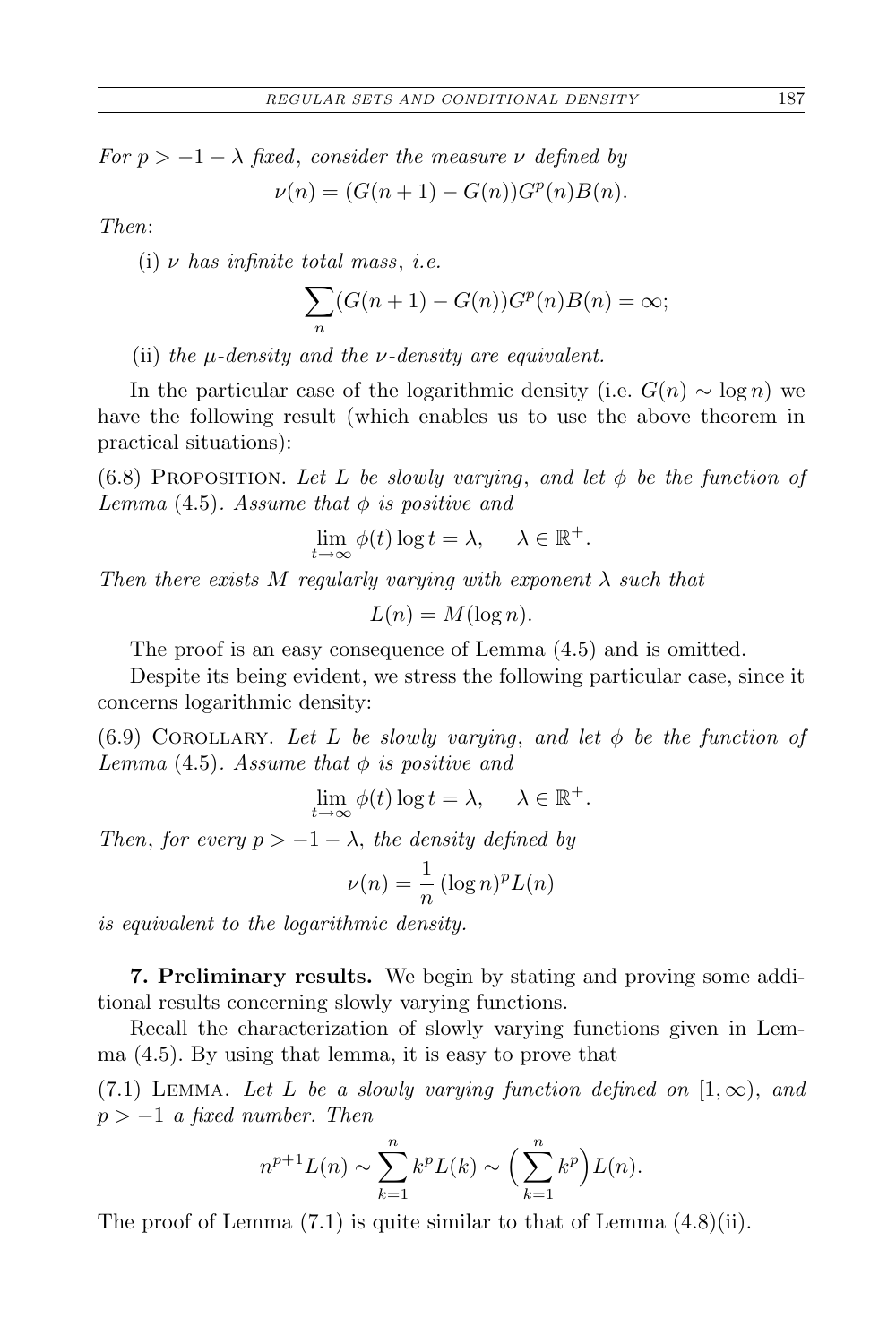*For $p > -1 - \lambda$ fixed, consider the measure $\nu$ defined by*

$$\nu(n) = (G(n+1) - G(n))G^p(n)B(n).$$

*Then*:

(i) *$\nu$ has infinite total mass, i.e.*

$$\sum_n (G(n+1) - G(n))G^p(n)B(n) = \infty;$$

(ii) *the $\mu$-density and the $\nu$-density are equivalent.*

In the particular case of the logarithmic density (i.e. $G(n) \sim \log n$) we have the following result (which enables us to use the above theorem in practical situations):

(6.8) Proposition. *Let $L$ be slowly varying, and let $\phi$ be the function of Lemma (4.5). Assume that $\phi$ is positive and*

$$\lim_{t\to\infty} \phi(t)\log t = \lambda, \quad \lambda \in \mathbb{R}^+.$$

*Then there exists $M$ regularly varying with exponent $\lambda$ such that*

$$L(n) = M(\log n).$$

The proof is an easy consequence of Lemma (4.5) and is omitted.

Despite its being evident, we stress the following particular case, since it concerns logarithmic density:

(6.9) Corollary. *Let $L$ be slowly varying, and let $\phi$ be the function of Lemma (4.5). Assume that $\phi$ is positive and*

$$\lim_{t\to\infty} \phi(t)\log t = \lambda, \quad \lambda \in \mathbb{R}^+.$$

*Then, for every $p > -1 - \lambda$, the density defined by*

$$\nu(n) = \frac{1}{n}(\log n)^p L(n)$$

*is equivalent to the logarithmic density.*

**7. Preliminary results.** We begin by stating and proving some additional results concerning slowly varying functions.

Recall the characterization of slowly varying functions given in Lemma (4.5). By using that lemma, it is easy to prove that

(7.1) Lemma. *Let $L$ be a slowly varying function defined on $[1, \infty)$, and $p > -1$ a fixed number. Then*

$$n^{p+1}L(n) \sim \sum_{k=1}^{n} k^p L(k) \sim \Big(\sum_{k=1}^{n} k^p\Big) L(n).$$

The proof of Lemma (7.1) is quite similar to that of Lemma (4.8)(ii).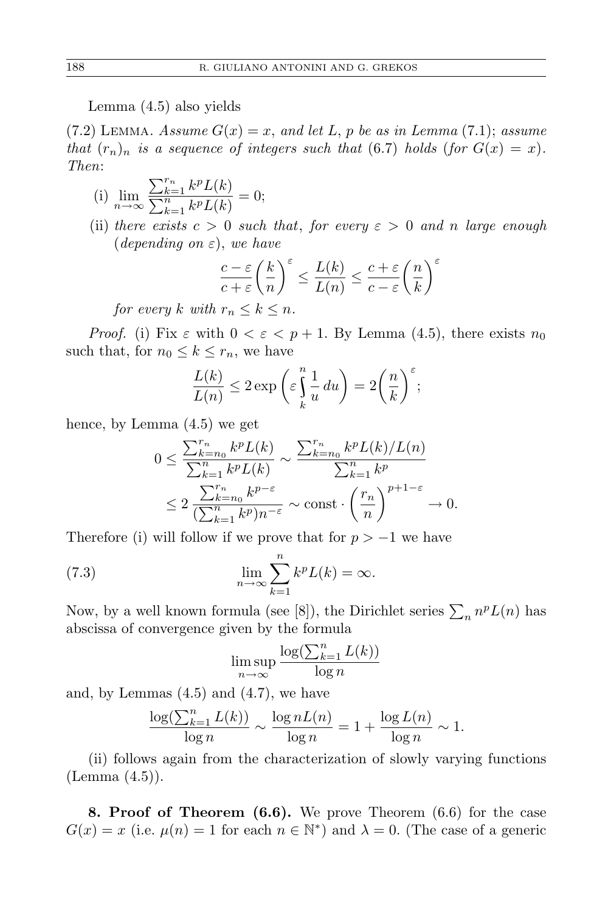Lemma (4.5) also yields

(7.2) Lemma. *Assume $G(x) = x$, and let $L$, $p$ be as in Lemma (7.1); assume that $(r_n)_n$ is a sequence of integers such that (6.7) holds (for $G(x) = x$). Then*:

(i) $\displaystyle\lim_{n\to\infty} \frac{\sum_{k=1}^{r_n} k^p L(k)}{\sum_{k=1}^{n} k^p L(k)} = 0$;

(ii) *there exists $c > 0$ such that, for every $\varepsilon > 0$ and $n$ large enough (depending on $\varepsilon$), we have*

$$\frac{c-\varepsilon}{c+\varepsilon}\left(\frac{k}{n}\right)^{\varepsilon} \le \frac{L(k)}{L(n)} \le \frac{c+\varepsilon}{c-\varepsilon}\left(\frac{n}{k}\right)^{\varepsilon}$$

*for every $k$ with $r_n \le k \le n$.*

*Proof.* (i) Fix $\varepsilon$ with $0 < \varepsilon < p+1$. By Lemma (4.5), there exists $n_0$ such that, for $n_0 \le k \le r_n$, we have

$$\frac{L(k)}{L(n)} \le 2\exp\left(\varepsilon \int_k^n \frac{1}{u}\, du\right) = 2\left(\frac{n}{k}\right)^{\varepsilon};$$

hence, by Lemma (4.5) we get

$$\begin{aligned}
0 \le \frac{\sum_{k=n_0}^{r_n} k^p L(k)}{\sum_{k=1}^{n} k^p L(k)} &\sim \frac{\sum_{k=n_0}^{r_n} k^p L(k)/L(n)}{\sum_{k=1}^{n} k^p} \\
&\le 2\,\frac{\sum_{k=n_0}^{r_n} k^{p-\varepsilon}}{(\sum_{k=1}^{n} k^p) n^{-\varepsilon}} \sim \text{const}\cdot\left(\frac{r_n}{n}\right)^{p+1-\varepsilon} \to 0.
\end{aligned}$$

Therefore (i) will follow if we prove that for $p > -1$ we have

$$\lim_{n\to\infty} \sum_{k=1}^{n} k^p L(k) = \infty. \tag{7.3}$$

Now, by a well known formula (see [8]), the Dirichlet series $\sum_n n^p L(n)$ has abscissa of convergence given by the formula

$$\limsup_{n\to\infty} \frac{\log(\sum_{k=1}^{n} L(k))}{\log n}$$

and, by Lemmas (4.5) and (4.7), we have

$$\frac{\log(\sum_{k=1}^{n} L(k))}{\log n} \sim \frac{\log nL(n)}{\log n} = 1 + \frac{\log L(n)}{\log n} \sim 1.$$

(ii) follows again from the characterization of slowly varying functions (Lemma (4.5)).

**8. Proof of Theorem (6.6).** We prove Theorem (6.6) for the case $G(x) = x$ (i.e. $\mu(n) = 1$ for each $n \in \mathbb{N}^*$) and $\lambda = 0$. (The case of a generic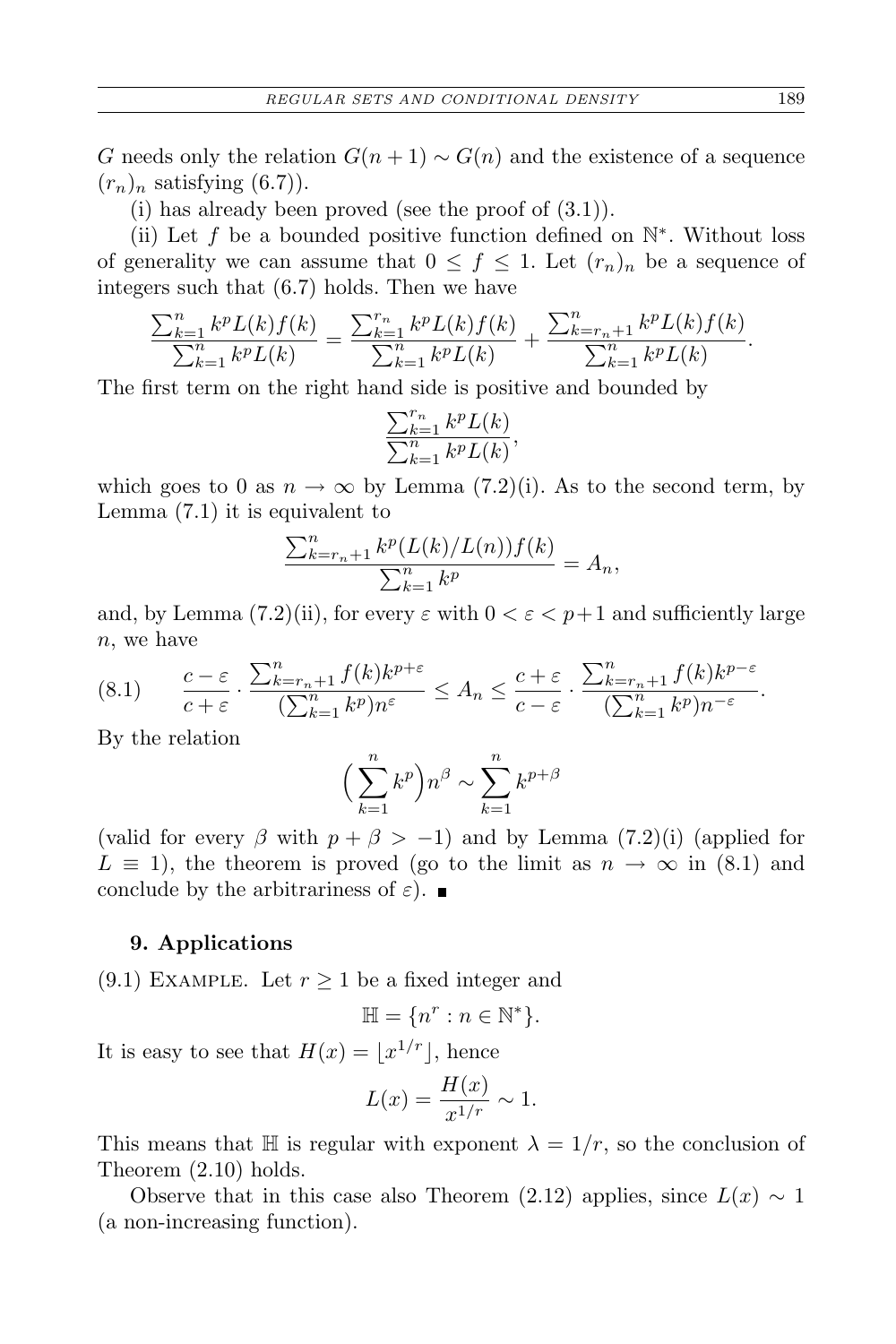$G$ needs only the relation $G(n+1) \sim G(n)$ and the existence of a sequence $(r_n)_n$ satisfying (6.7)).

(i) has already been proved (see the proof of (3.1)).

(ii) Let $f$ be a bounded positive function defined on $\mathbb{N}^*$. Without loss of generality we can assume that $0 \le f \le 1$. Let $(r_n)_n$ be a sequence of integers such that (6.7) holds. Then we have

$$\frac{\sum_{k=1}^{n} k^p L(k) f(k)}{\sum_{k=1}^{n} k^p L(k)} = \frac{\sum_{k=1}^{r_n} k^p L(k) f(k)}{\sum_{k=1}^{n} k^p L(k)} + \frac{\sum_{k=r_n+1}^{n} k^p L(k) f(k)}{\sum_{k=1}^{n} k^p L(k)}.$$

The first term on the right hand side is positive and bounded by

$$\frac{\sum_{k=1}^{r_n} k^p L(k)}{\sum_{k=1}^{n} k^p L(k)},$$

which goes to 0 as $n \to \infty$ by Lemma (7.2)(i). As to the second term, by Lemma (7.1) it is equivalent to

$$\frac{\sum_{k=r_n+1}^{n} k^p (L(k)/L(n)) f(k)}{\sum_{k=1}^{n} k^p} = A_n,$$

and, by Lemma (7.2)(ii), for every $\varepsilon$ with $0 < \varepsilon < p+1$ and sufficiently large $n$, we have

$$\text{(8.1)} \qquad \frac{c-\varepsilon}{c+\varepsilon} \cdot \frac{\sum_{k=r_n+1}^{n} f(k) k^{p+\varepsilon}}{(\sum_{k=1}^{n} k^p) n^{\varepsilon}} \le A_n \le \frac{c+\varepsilon}{c-\varepsilon} \cdot \frac{\sum_{k=r_n+1}^{n} f(k) k^{p-\varepsilon}}{(\sum_{k=1}^{n} k^p) n^{-\varepsilon}}.$$

By the relation

$$\Big(\sum_{k=1}^{n} k^p\Big) n^{\beta} \sim \sum_{k=1}^{n} k^{p+\beta}$$

(valid for every $\beta$ with $p + \beta > -1$) and by Lemma (7.2)(i) (applied for $L \equiv 1$), the theorem is proved (go to the limit as $n \to \infty$ in (8.1) and conclude by the arbitrariness of $\varepsilon$). ■

## 9. Applications

(9.1) Example. Let $r \ge 1$ be a fixed integer and

$$\mathbb{H} = \{n^r : n \in \mathbb{N}^*\}.$$

It is easy to see that $H(x) = \lfloor x^{1/r} \rfloor$, hence

$$L(x) = \frac{H(x)}{x^{1/r}} \sim 1.$$

This means that $\mathbb{H}$ is regular with exponent $\lambda = 1/r$, so the conclusion of Theorem (2.10) holds.

Observe that in this case also Theorem (2.12) applies, since $L(x) \sim 1$ (a non-increasing function).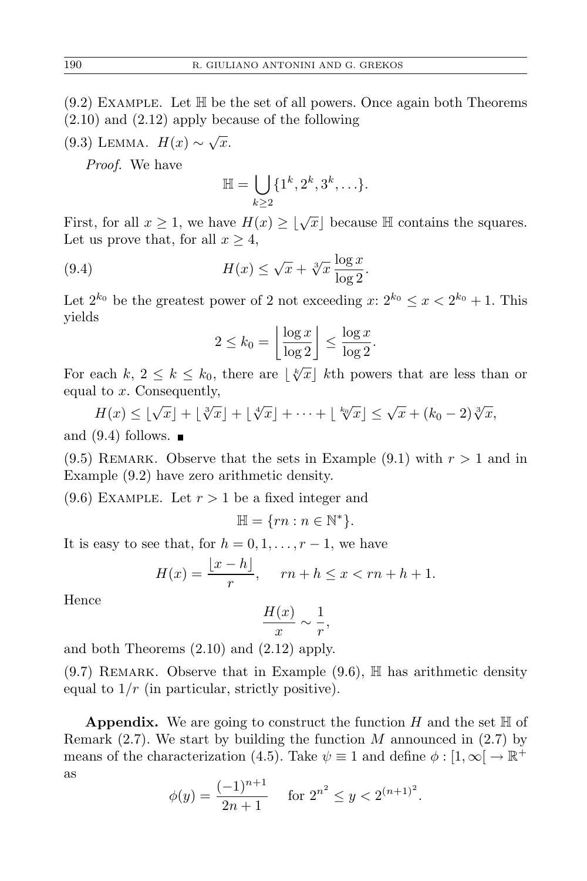(9.2) Example. Let $\mathbb{H}$ be the set of all powers. Once again both Theorems (2.10) and (2.12) apply because of the following

(9.3) Lemma. $H(x) \sim \sqrt{x}$.

*Proof.* We have

$$\mathbb{H} = \bigcup_{k \geq 2} \{1^k, 2^k, 3^k, \ldots\}.$$

First, for all $x \geq 1$, we have $H(x) \geq \lfloor \sqrt{x} \rfloor$ because $\mathbb{H}$ contains the squares. Let us prove that, for all $x \geq 4$,

$$H(x) \leq \sqrt{x} + \sqrt[3]{x}\,\frac{\log x}{\log 2}. \tag{9.4}$$

Let $2^{k_0}$ be the greatest power of 2 not exceeding $x$: $2^{k_0} \leq x < 2^{k_0} + 1$. This yields

$$2 \leq k_0 = \left\lfloor \frac{\log x}{\log 2} \right\rfloor \leq \frac{\log x}{\log 2}.$$

For each $k$, $2 \leq k \leq k_0$, there are $\lfloor \sqrt[k]{x} \rfloor$ $k$th powers that are less than or equal to $x$. Consequently,

$$H(x) \leq \lfloor \sqrt{x} \rfloor + \lfloor \sqrt[3]{x} \rfloor + \lfloor \sqrt[4]{x} \rfloor + \cdots + \lfloor \sqrt[k_0]{x} \rfloor \leq \sqrt{x} + (k_0 - 2)\sqrt[3]{x},$$

and (9.4) follows. ∎

(9.5) Remark. Observe that the sets in Example (9.1) with $r > 1$ and in Example (9.2) have zero arithmetic density.

(9.6) Example. Let $r > 1$ be a fixed integer and

$$\mathbb{H} = \{rn : n \in \mathbb{N}^*\}.$$

It is easy to see that, for $h = 0, 1, \ldots, r-1$, we have

$$H(x) = \frac{\lfloor x - h \rfloor}{r}, \qquad rn + h \leq x < rn + h + 1.$$

Hence

$$\frac{H(x)}{x} \sim \frac{1}{r},$$

and both Theorems (2.10) and (2.12) apply.

(9.7) Remark. Observe that in Example (9.6), $\mathbb{H}$ has arithmetic density equal to $1/r$ (in particular, strictly positive).

**Appendix.** We are going to construct the function $H$ and the set $\mathbb{H}$ of Remark (2.7). We start by building the function $M$ announced in (2.7) by means of the characterization (4.5). Take $\psi \equiv 1$ and define $\phi : [1, \infty[ \to \mathbb{R}^+$ as

$$\phi(y) = \frac{(-1)^{n+1}}{2n+1} \quad \text{for } 2^{n^2} \leq y < 2^{(n+1)^2}.$$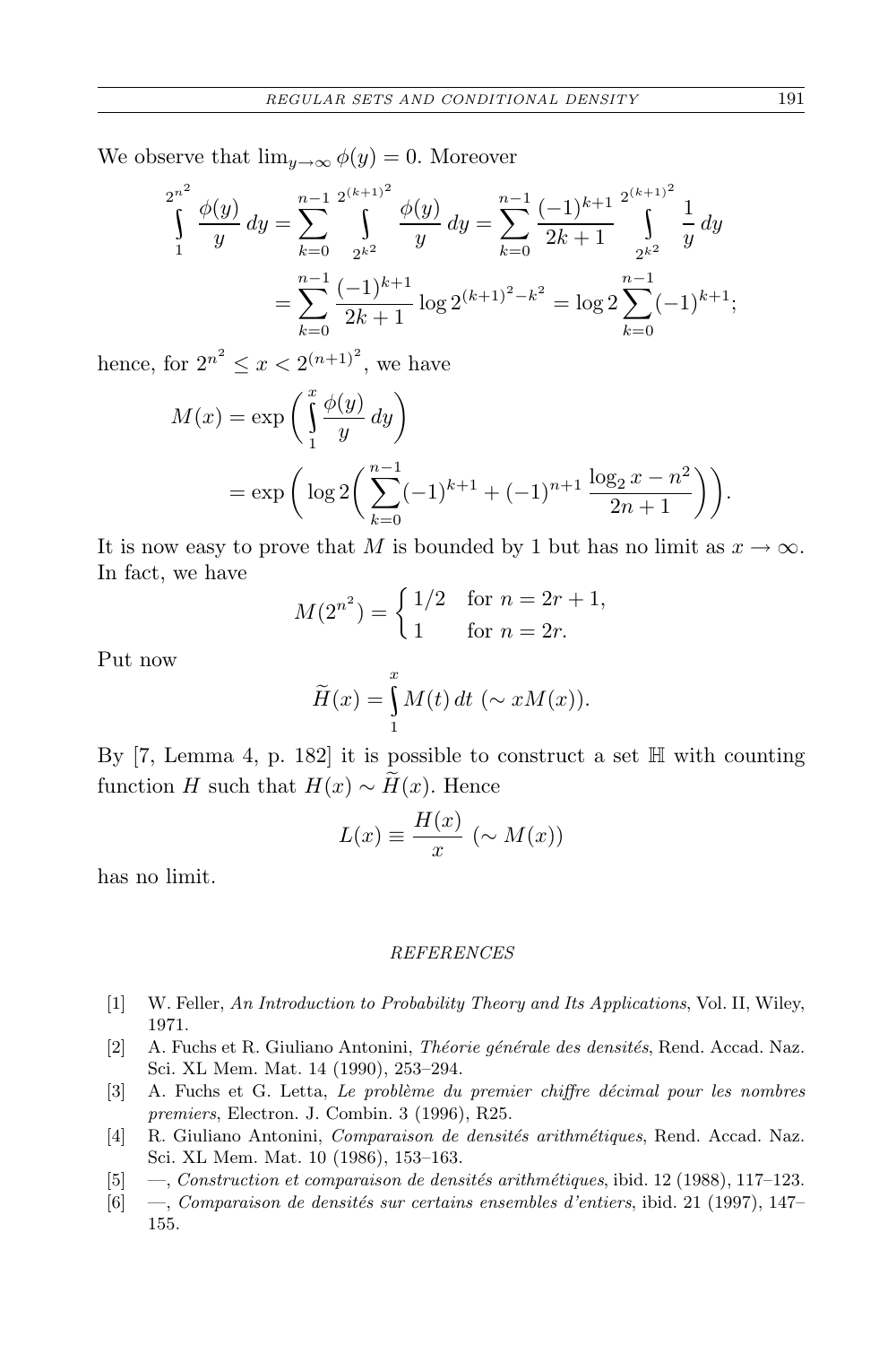We observe that $\lim_{y\to\infty} \phi(y) = 0$. Moreover

$$\int_1^{2^{n^2}} \frac{\phi(y)}{y}\,dy = \sum_{k=0}^{n-1} \int_{2^{k^2}}^{2^{(k+1)^2}} \frac{\phi(y)}{y}\,dy = \sum_{k=0}^{n-1} \frac{(-1)^{k+1}}{2k+1} \int_{2^{k^2}}^{2^{(k+1)^2}} \frac{1}{y}\,dy$$
$$= \sum_{k=0}^{n-1} \frac{(-1)^{k+1}}{2k+1} \log 2^{(k+1)^2-k^2} = \log 2 \sum_{k=0}^{n-1} (-1)^{k+1};$$

hence, for $2^{n^2} \le x < 2^{(n+1)^2}$, we have

$$M(x) = \exp\left(\int_1^x \frac{\phi(y)}{y}\,dy\right)$$
$$= \exp\left(\log 2\left(\sum_{k=0}^{n-1}(-1)^{k+1} + (-1)^{n+1}\frac{\log_2 x - n^2}{2n+1}\right)\right).$$

It is now easy to prove that $M$ is bounded by 1 but has no limit as $x \to \infty$. In fact, we have

$$M(2^{n^2}) = \begin{cases} 1/2 & \text{for } n = 2r+1, \\ 1 & \text{for } n = 2r. \end{cases}$$

Put now

$$\widetilde{H}(x) = \int_1^x M(t)\,dt \ (\sim xM(x)).$$

By [7, Lemma 4, p. 182] it is possible to construct a set $\mathbb{H}$ with counting function $H$ such that $H(x) \sim \widetilde{H}(x)$. Hence

$$L(x) \equiv \frac{H(x)}{x} \ (\sim M(x))$$

has no limit.

## REFERENCES

[1] W. Feller, *An Introduction to Probability Theory and Its Applications*, Vol. II, Wiley, 1971.

[2] A. Fuchs et R. Giuliano Antonini, *Théorie générale des densités*, Rend. Accad. Naz. Sci. XL Mem. Mat. 14 (1990), 253–294.

[3] A. Fuchs et G. Letta, *Le problème du premier chiffre décimal pour les nombres premiers*, Electron. J. Combin. 3 (1996), R25.

[4] R. Giuliano Antonini, *Comparaison de densités arithmétiques*, Rend. Accad. Naz. Sci. XL Mem. Mat. 10 (1986), 153–163.

[5] —, *Construction et comparaison de densités arithmétiques*, ibid. 12 (1988), 117–123.

[6] —, *Comparaison de densités sur certains ensembles d'entiers*, ibid. 21 (1997), 147–155.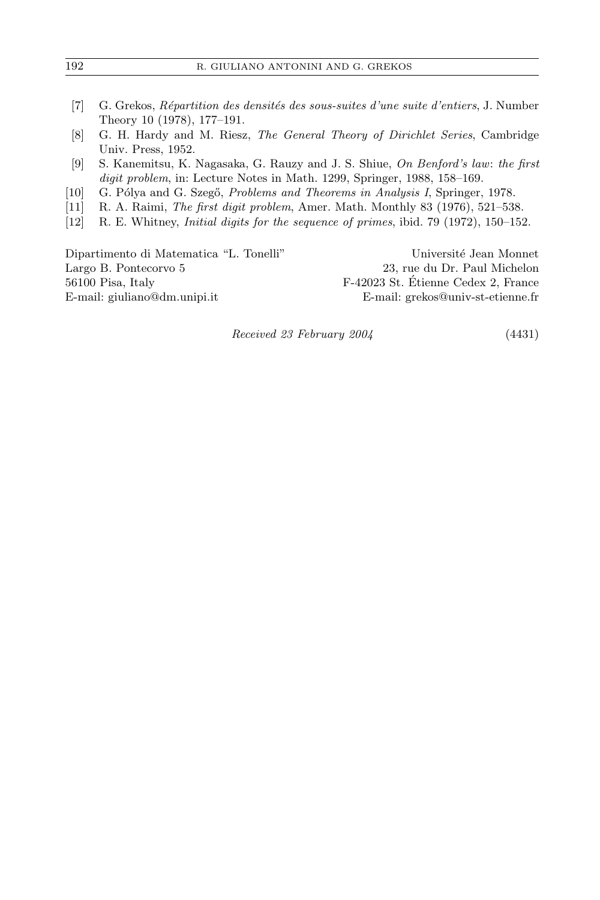[7] G. Grekos, *Répartition des densités des sous-suites d'une suite d'entiers*, J. Number Theory 10 (1978), 177–191.

[8] G. H. Hardy and M. Riesz, *The General Theory of Dirichlet Series*, Cambridge Univ. Press, 1952.

[9] S. Kanemitsu, K. Nagasaka, G. Rauzy and J. S. Shiue, *On Benford's law*: *the first digit problem*, in: Lecture Notes in Math. 1299, Springer, 1988, 158–169.

[10] G. Pólya and G. Szegő, *Problems and Theorems in Analysis I*, Springer, 1978.

[11] R. A. Raimi, *The first digit problem*, Amer. Math. Monthly 83 (1976), 521–538.

[12] R. E. Whitney, *Initial digits for the sequence of primes*, ibid. 79 (1972), 150–152.

Dipartimento di Matematica "L. Tonelli"
Largo B. Pontecorvo 5
56100 Pisa, Italy
E-mail: giuliano@dm.unipi.it

Université Jean Monnet
23, rue du Dr. Paul Michelon
F-42023 St. Étienne Cedex 2, France
E-mail: grekos@univ-st-etienne.fr

*Received 23 February 2004* (4431)